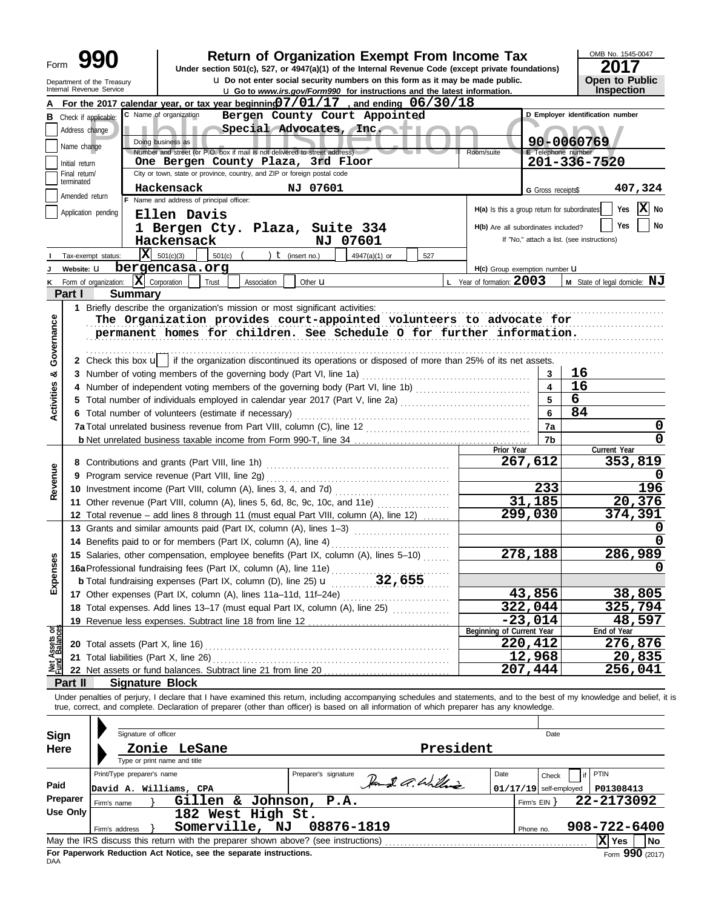Form **990**

Department of the Treasury
Internal Revenue Service

# Return of Organization Exempt From Income Tax

**Under section 501(c), 527, or 4947(a)(1) of the Internal Revenue Code (except private foundations)**

u Do not enter social security numbers on this form as it may be made public.

u Go to *www.irs.gov/Form990* for instructions and the latest information.

OMB No. 1545-0047

**2017**

**Open to Public Inspection**

Public Inspection Copy

**A** For the 2017 calendar year, or tax year beginning **07/01/17**, and ending **06/30/18**

**B** Check if applicable: Address change; Name change; Initial return; Final return/terminated; Amended return; Application pending

**C** Name of organization: **Bergen County Court Appointed Special Advocates, Inc.**

Doing business as

Number and street (or P.O. box if mail is not delivered to street address): **One Bergen County Plaza, 3rd Floor** Room/suite

City or town, state or province, country, and ZIP or foreign postal code: **Hackensack NJ 07601**

**D** Employer identification number: **90-0060769**

**E** Telephone number: **201-336-7520**

**G** Gross receipts$ **407,324**

**F** Name and address of principal officer: **Ellen Davis, 1 Bergen Cty. Plaza, Suite 334, Hackensack NJ 07601**

H(a) Is this a group return for subordinates? Yes [ ] No [X]

H(b) Are all subordinates included? Yes [ ] No [ ]
If "No," attach a list. (see instructions)

**I** Tax-exempt status: [X] 501(c)(3) [ ] 501(c) ( ) t (insert no.) [ ] 4947(a)(1) or [ ] 527

**J** Website: u **bergencasa.org**

H(c) Group exemption number u

**K** Form of organization: [X] Corporation [ ] Trust [ ] Association [ ] Other u

**L** Year of formation: **2003**

**M** State of legal domicile: **NJ**

## Part I Summary

**Activities & Governance**

1 Briefly describe the organization's mission or most significant activities:
The Organization provides court-appointed volunteers to advocate for permanent homes for children. See Schedule O for further information.

2 Check this box u [ ] if the organization discontinued its operations or disposed of more than 25% of its net assets.

| | | | |
|---|---|---|---|
| 3 | Number of voting members of the governing body (Part VI, line 1a) | 3 | 16 |
| 4 | Number of independent voting members of the governing body (Part VI, line 1b) | 4 | 16 |
| 5 | Total number of individuals employed in calendar year 2017 (Part V, line 2a) | 5 | 6 |
| 6 | Total number of volunteers (estimate if necessary) | 6 | 84 |
| 7a | Total unrelated business revenue from Part VIII, column (C), line 12 | 7a | 0 |
| b | Net unrelated business taxable income from Form 990-T, line 34 | 7b | 0 |

| | | Prior Year | Current Year |
|---|---|---|---|
| **Revenue** | | | |
| 8 | Contributions and grants (Part VIII, line 1h) | 267,612 | 353,819 |
| 9 | Program service revenue (Part VIII, line 2g) | | 0 |
| 10 | Investment income (Part VIII, column (A), lines 3, 4, and 7d) | 233 | 196 |
| 11 | Other revenue (Part VIII, column (A), lines 5, 6d, 8c, 9c, 10c, and 11e) | 31,185 | 20,376 |
| 12 | Total revenue – add lines 8 through 11 (must equal Part VIII, column (A), line 12) | 299,030 | 374,391 |
| **Expenses** | | | |
| 13 | Grants and similar amounts paid (Part IX, column (A), lines 1–3) | | 0 |
| 14 | Benefits paid to or for members (Part IX, column (A), line 4) | | 0 |
| 15 | Salaries, other compensation, employee benefits (Part IX, column (A), lines 5–10) | 278,188 | 286,989 |
| 16a | Professional fundraising fees (Part IX, column (A), line 11e) | | 0 |
| b | Total fundraising expenses (Part IX, column (D), line 25) u 32,655 | | |
| 17 | Other expenses (Part IX, column (A), lines 11a–11d, 11f–24e) | 43,856 | 38,805 |
| 18 | Total expenses. Add lines 13–17 (must equal Part IX, column (A), line 25) | 322,044 | 325,794 |
| 19 | Revenue less expenses. Subtract line 18 from line 12 | -23,014 | 48,597 |
| **Net Assets or Fund Balances** | | **Beginning of Current Year** | **End of Year** |
| 20 | Total assets (Part X, line 16) | 220,412 | 276,876 |
| 21 | Total liabilities (Part X, line 26) | 12,968 | 20,835 |
| 22 | Net assets or fund balances. Subtract line 21 from line 20 | 207,444 | 256,041 |

## Part II Signature Block

Under penalties of perjury, I declare that I have examined this return, including accompanying schedules and statements, and to the best of my knowledge and belief, it is true, correct, and complete. Declaration of preparer (other than officer) is based on all information of which preparer has any knowledge.

**Sign Here**

Signature of officer — Date

**Zonie LeSane President**
Type or print name and title

**Paid Preparer Use Only**

| Print/Type preparer's name | Preparer's signature | Date | Check [ ] if self-employed | PTIN |
|---|---|---|---|---|
| David A. Williams, CPA | | 01/17/19 | | P01308413 |

Firm's name } **Gillen & Johnson, P.A.** Firm's EIN } **22-2173092**

Firm's address } **182 West High St. Somerville, NJ 08876-1819** Phone no. **908-722-6400**

May the IRS discuss this return with the preparer shown above? (see instructions) [X] Yes [ ] No

**For Paperwork Reduction Act Notice, see the separate instructions.**

DAA Form **990** (2017)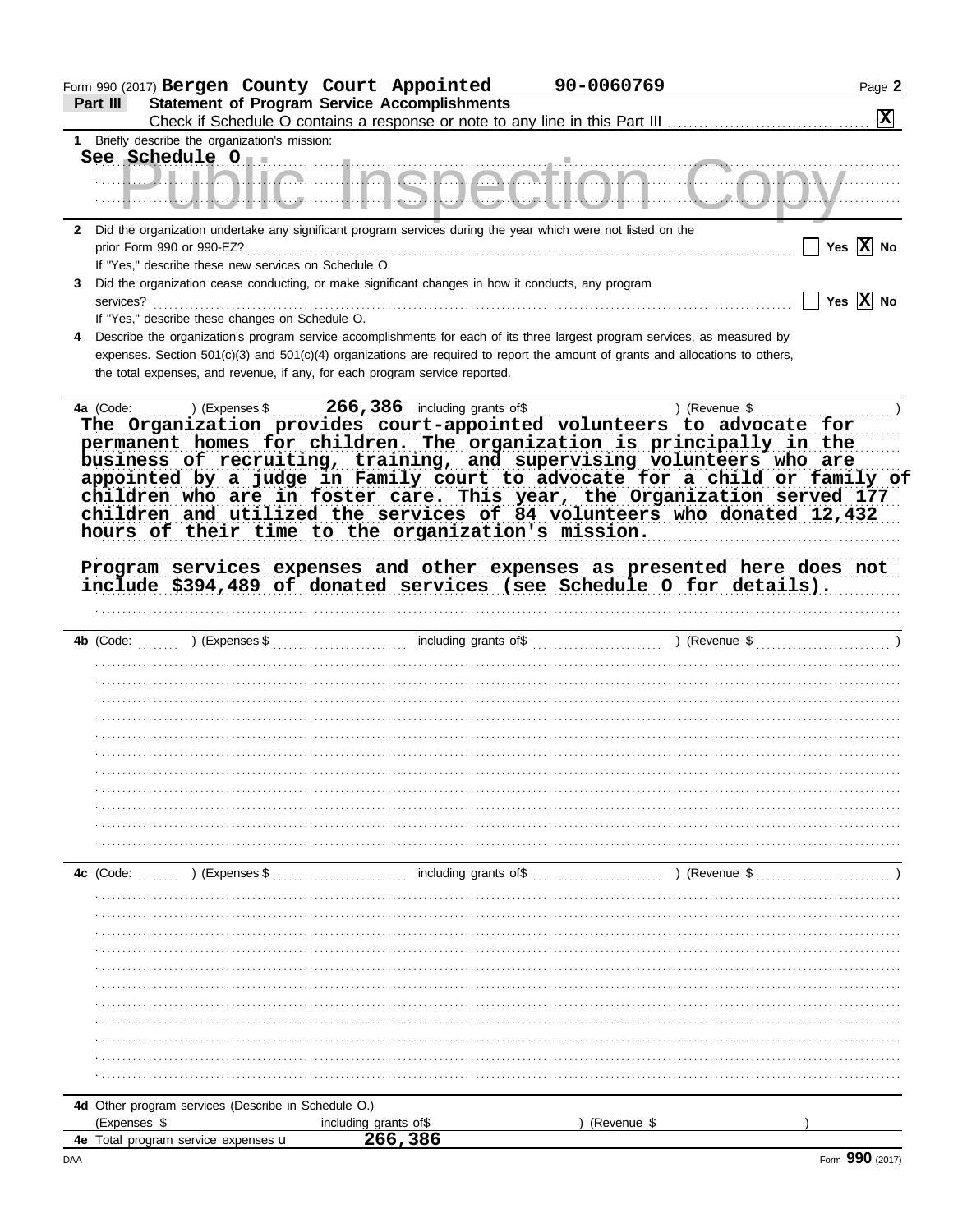Form 990 (2017) **Bergen County Court Appointed** **90-0060769** Page **2**

## Part III Statement of Program Service Accomplishments

Check if Schedule O contains a response or note to any line in this Part III .......... [X]

**1** Briefly describe the organization's mission:

See Schedule O

**2** Did the organization undertake any significant program services during the year which were not listed on the prior Form 990 or 990-EZ? .......... [ ] Yes [X] No

If "Yes," describe these new services on Schedule O.

**3** Did the organization cease conducting, or make significant changes in how it conducts, any program services? .......... [ ] Yes [X] No

If "Yes," describe these changes on Schedule O.

**4** Describe the organization's program service accomplishments for each of its three largest program services, as measured by expenses. Section 501(c)(3) and 501(c)(4) organizations are required to report the amount of grants and allocations to others, the total expenses, and revenue, if any, for each program service reported.

**4a** (Code: ) (Expenses $ 266,386 including grants of$ ) (Revenue $ )

The Organization provides court-appointed volunteers to advocate for permanent homes for children. The organization is principally in the business of recruiting, training, and supervising volunteers who are appointed by a judge in Family court to advocate for a child or family of children who are in foster care. This year, the Organization served 177 children and utilized the services of 84 volunteers who donated 12,432 hours of their time to the organization's mission.

Program services expenses and other expenses as presented here does not include $394,489 of donated services (see Schedule O for details).

**4b** (Code: ) (Expenses $ including grants of$ ) (Revenue $ )

**4c** (Code: ) (Expenses $ including grants of$ ) (Revenue $ )

**4d** Other program services (Describe in Schedule O.)

(Expenses $ including grants of$ ) (Revenue $ )

**4e** Total program service expenses u **266,386**

Form **990** (2017)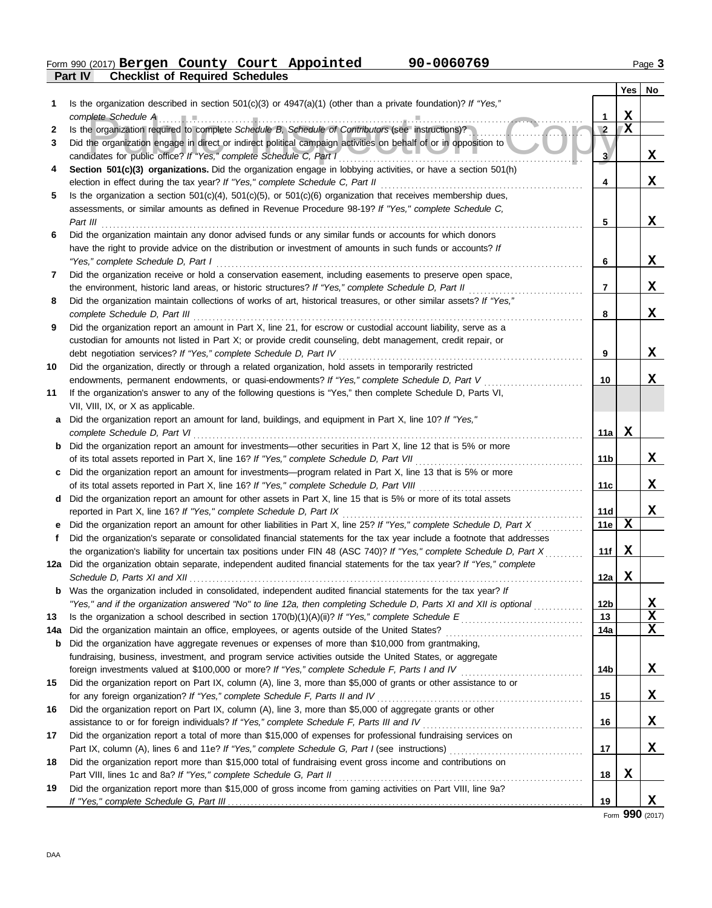Form 990 (2017) **Bergen County Court Appointed** **90-0060769** Page 3

**Part IV Checklist of Required Schedules**

| | | | Yes | No |
|---|---|---|---|---|
| 1 | Is the organization described in section 501(c)(3) or 4947(a)(1) (other than a private foundation)? *If "Yes," complete Schedule A* | 1 | X | |
| 2 | Is the organization required to complete *Schedule B, Schedule of Contributors* (see instructions)? | 2 | X | |
| 3 | Did the organization engage in direct or indirect political campaign activities on behalf of or in opposition to candidates for public office? *If "Yes," complete Schedule C, Part I* | 3 | | X |
| 4 | **Section 501(c)(3) organizations.** Did the organization engage in lobbying activities, or have a section 501(h) election in effect during the tax year? *If "Yes," complete Schedule C, Part II* | 4 | | X |
| 5 | Is the organization a section 501(c)(4), 501(c)(5), or 501(c)(6) organization that receives membership dues, assessments, or similar amounts as defined in Revenue Procedure 98-19? *If "Yes," complete Schedule C, Part III* | 5 | | X |
| 6 | Did the organization maintain any donor advised funds or any similar funds or accounts for which donors have the right to provide advice on the distribution or investment of amounts in such funds or accounts? *If "Yes," complete Schedule D, Part I* | 6 | | X |
| 7 | Did the organization receive or hold a conservation easement, including easements to preserve open space, the environment, historic land areas, or historic structures? *If "Yes," complete Schedule D, Part II* | 7 | | X |
| 8 | Did the organization maintain collections of works of art, historical treasures, or other similar assets? *If "Yes," complete Schedule D, Part III* | 8 | | X |
| 9 | Did the organization report an amount in Part X, line 21, for escrow or custodial account liability, serve as a custodian for amounts not listed in Part X; or provide credit counseling, debt management, credit repair, or debt negotiation services? *If "Yes," complete Schedule D, Part IV* | 9 | | X |
| 10 | Did the organization, directly or through a related organization, hold assets in temporarily restricted endowments, permanent endowments, or quasi-endowments? *If "Yes," complete Schedule D, Part V* | 10 | | X |
| 11 | If the organization's answer to any of the following questions is "Yes," then complete Schedule D, Parts VI, VII, VIII, IX, or X as applicable. | | | |
| a | Did the organization report an amount for land, buildings, and equipment in Part X, line 10? *If "Yes," complete Schedule D, Part VI* | 11a | X | |
| b | Did the organization report an amount for investments—other securities in Part X, line 12 that is 5% or more of its total assets reported in Part X, line 16? *If "Yes," complete Schedule D, Part VII* | 11b | | X |
| c | Did the organization report an amount for investments—program related in Part X, line 13 that is 5% or more of its total assets reported in Part X, line 16? *If "Yes," complete Schedule D, Part VIII* | 11c | | X |
| d | Did the organization report an amount for other assets in Part X, line 15 that is 5% or more of its total assets reported in Part X, line 16? *If "Yes," complete Schedule D, Part IX* | 11d | | X |
| e | Did the organization report an amount for other liabilities in Part X, line 25? *If "Yes," complete Schedule D, Part X* | 11e | X | |
| f | Did the organization's separate or consolidated financial statements for the tax year include a footnote that addresses the organization's liability for uncertain tax positions under FIN 48 (ASC 740)? *If "Yes," complete Schedule D, Part X* | 11f | X | |
| 12a | Did the organization obtain separate, independent audited financial statements for the tax year? *If "Yes," complete Schedule D, Parts XI and XII* | 12a | X | |
| b | Was the organization included in consolidated, independent audited financial statements for the tax year? *If "Yes," and if the organization answered "No" to line 12a, then completing Schedule D, Parts XI and XII is optional* | 12b | | X |
| 13 | Is the organization a school described in section 170(b)(1)(A)(ii)? *If "Yes," complete Schedule E* | 13 | | X |
| 14a | Did the organization maintain an office, employees, or agents outside of the United States? | 14a | | X |
| b | Did the organization have aggregate revenues or expenses of more than $10,000 from grantmaking, fundraising, business, investment, and program service activities outside the United States, or aggregate foreign investments valued at $100,000 or more? *If "Yes," complete Schedule F, Parts I and IV* | 14b | | X |
| 15 | Did the organization report on Part IX, column (A), line 3, more than $5,000 of grants or other assistance to or for any foreign organization? *If "Yes," complete Schedule F, Parts II and IV* | 15 | | X |
| 16 | Did the organization report on Part IX, column (A), line 3, more than $5,000 of aggregate grants or other assistance to or for foreign individuals? *If "Yes," complete Schedule F, Parts III and IV* | 16 | | X |
| 17 | Did the organization report a total of more than $15,000 of expenses for professional fundraising services on Part IX, column (A), lines 6 and 11e? *If "Yes," complete Schedule G, Part I* (see instructions) | 17 | | X |
| 18 | Did the organization report more than $15,000 total of fundraising event gross income and contributions on Part VIII, lines 1c and 8a? *If "Yes," complete Schedule G, Part II* | 18 | X | |
| 19 | Did the organization report more than $15,000 of gross income from gaming activities on Part VIII, line 9a? *If "Yes," complete Schedule G, Part III* | 19 | | X |

Form **990** (2017)

DAA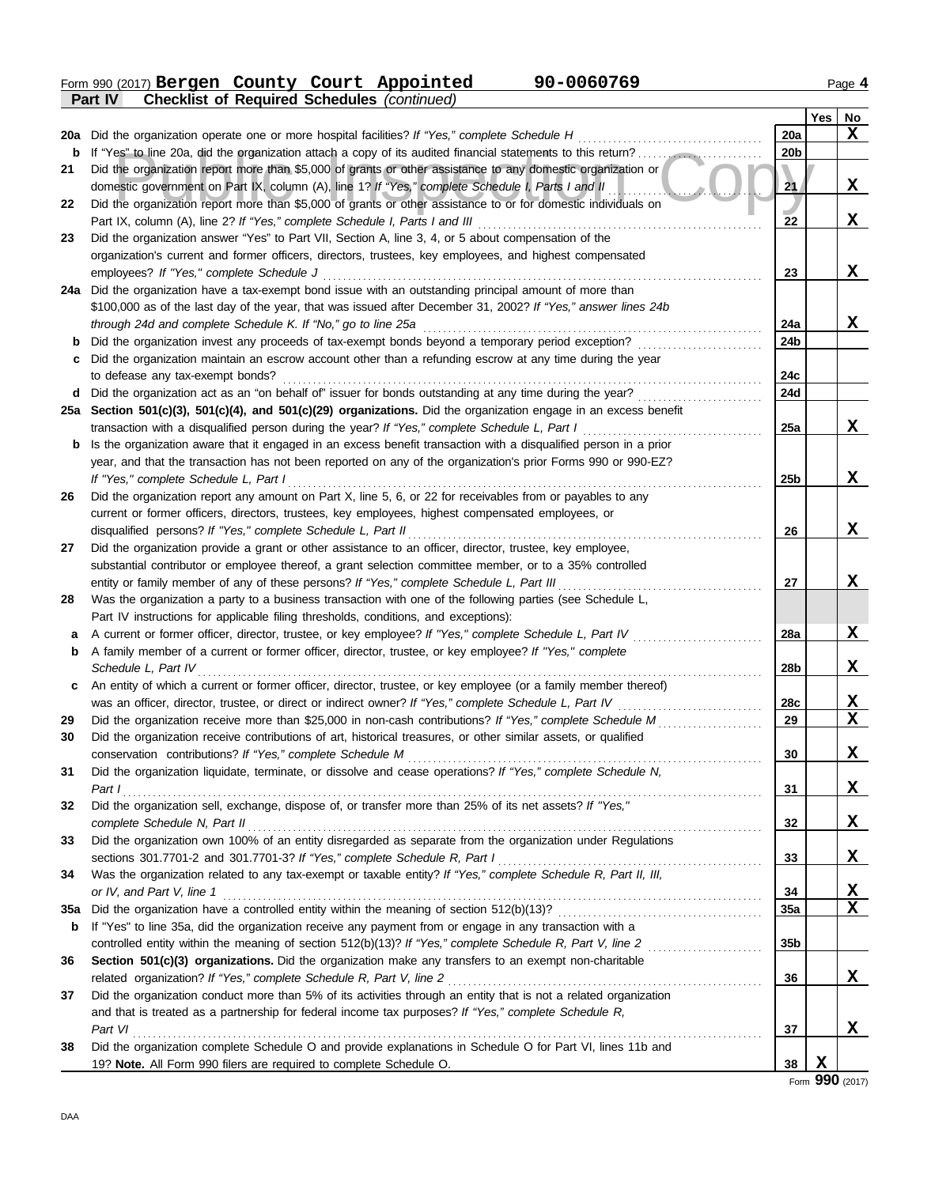Form 990 (2017) **Bergen County Court Appointed** **90-0060769** Page **4**

**Part IV** **Checklist of Required Schedules** *(continued)*

| | | | Yes | No |
|---|---|---|---|---|
| **20a** | Did the organization operate one or more hospital facilities? *If "Yes," complete Schedule H* | **20a** | | **X** |
| **b** | If "Yes" to line 20a, did the organization attach a copy of its audited financial statements to this return? | **20b** | | |
| **21** | Did the organization report more than $5,000 of grants or other assistance to any domestic organization or domestic government on Part IX, column (A), line 1? *If "Yes," complete Schedule I, Parts I and II* | **21** | | **X** |
| **22** | Did the organization report more than $5,000 of grants or other assistance to or for domestic individuals on Part IX, column (A), line 2? *If "Yes," complete Schedule I, Parts I and III* | **22** | | **X** |
| **23** | Did the organization answer "Yes" to Part VII, Section A, line 3, 4, or 5 about compensation of the organization's current and former officers, directors, trustees, key employees, and highest compensated employees? *If "Yes," complete Schedule J* | **23** | | **X** |
| **24a** | Did the organization have a tax-exempt bond issue with an outstanding principal amount of more than $100,000 as of the last day of the year, that was issued after December 31, 2002? *If "Yes," answer lines 24b through 24d and complete Schedule K. If "No," go to line 25a* | **24a** | | **X** |
| **b** | Did the organization invest any proceeds of tax-exempt bonds beyond a temporary period exception? | **24b** | | |
| **c** | Did the organization maintain an escrow account other than a refunding escrow at any time during the year to defease any tax-exempt bonds? | **24c** | | |
| **d** | Did the organization act as an "on behalf of" issuer for bonds outstanding at any time during the year? | **24d** | | |
| **25a** | **Section 501(c)(3), 501(c)(4), and 501(c)(29) organizations.** Did the organization engage in an excess benefit transaction with a disqualified person during the year? *If "Yes," complete Schedule L, Part I* | **25a** | | **X** |
| **b** | Is the organization aware that it engaged in an excess benefit transaction with a disqualified person in a prior year, and that the transaction has not been reported on any of the organization's prior Forms 990 or 990-EZ? *If "Yes," complete Schedule L, Part I* | **25b** | | **X** |
| **26** | Did the organization report any amount on Part X, line 5, 6, or 22 for receivables from or payables to any current or former officers, directors, trustees, key employees, highest compensated employees, or disqualified persons? *If "Yes," complete Schedule L, Part II* | **26** | | **X** |
| **27** | Did the organization provide a grant or other assistance to an officer, director, trustee, key employee, substantial contributor or employee thereof, a grant selection committee member, or to a 35% controlled entity or family member of any of these persons? *If "Yes," complete Schedule L, Part III* | **27** | | **X** |
| **28** | Was the organization a party to a business transaction with one of the following parties (see Schedule L, Part IV instructions for applicable filing thresholds, conditions, and exceptions): | | | |
| **a** | A current or former officer, director, trustee, or key employee? *If "Yes," complete Schedule L, Part IV* | **28a** | | **X** |
| **b** | A family member of a current or former officer, director, trustee, or key employee? *If "Yes," complete Schedule L, Part IV* | **28b** | | **X** |
| **c** | An entity of which a current or former officer, director, trustee, or key employee (or a family member thereof) was an officer, director, trustee, or direct or indirect owner? *If "Yes," complete Schedule L, Part IV* | **28c** | | **X** |
| **29** | Did the organization receive more than $25,000 in non-cash contributions? *If "Yes," complete Schedule M* | **29** | | **X** |
| **30** | Did the organization receive contributions of art, historical treasures, or other similar assets, or qualified conservation contributions? *If "Yes," complete Schedule M* | **30** | | **X** |
| **31** | Did the organization liquidate, terminate, or dissolve and cease operations? *If "Yes," complete Schedule N, Part I* | **31** | | **X** |
| **32** | Did the organization sell, exchange, dispose of, or transfer more than 25% of its net assets? *If "Yes," complete Schedule N, Part II* | **32** | | **X** |
| **33** | Did the organization own 100% of an entity disregarded as separate from the organization under Regulations sections 301.7701-2 and 301.7701-3? *If "Yes," complete Schedule R, Part I* | **33** | | **X** |
| **34** | Was the organization related to any tax-exempt or taxable entity? *If "Yes," complete Schedule R, Part II, III, or IV, and Part V, line 1* | **34** | | **X** |
| **35a** | Did the organization have a controlled entity within the meaning of section 512(b)(13)? | **35a** | | **X** |
| **b** | If "Yes" to line 35a, did the organization receive any payment from or engage in any transaction with a controlled entity within the meaning of section 512(b)(13)? *If "Yes," complete Schedule R, Part V, line 2* | **35b** | | |
| **36** | **Section 501(c)(3) organizations.** Did the organization make any transfers to an exempt non-charitable related organization? *If "Yes," complete Schedule R, Part V, line 2* | **36** | | **X** |
| **37** | Did the organization conduct more than 5% of its activities through an entity that is not a related organization and that is treated as a partnership for federal income tax purposes? *If "Yes," complete Schedule R, Part VI* | **37** | | **X** |
| **38** | Did the organization complete Schedule O and provide explanations in Schedule O for Part VI, lines 11b and 19? **Note.** All Form 990 filers are required to complete Schedule O. | **38** | **X** | |

Form **990** (2017)

DAA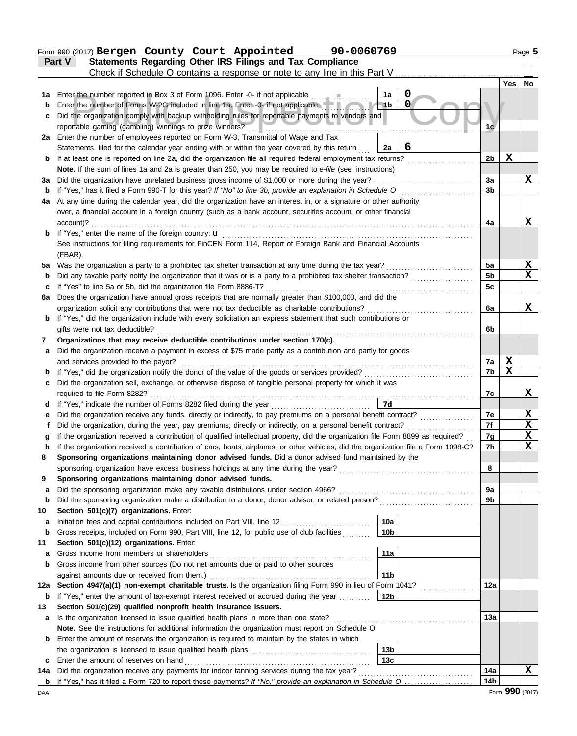Form 990 (2017) **Bergen County Court Appointed** **90-0060769**

## Part V Statements Regarding Other IRS Filings and Tax Compliance

Check if Schedule O contains a response or note to any line in this Part V ☐

| | | | | | Yes | No |
|---|---|---|---|---|---|---|
| **1a** | Enter the number reported in Box 3 of Form 1096. Enter -0- if not applicable | 1a | 0 | | | |
| **b** | Enter the number of Forms W-2G included in line 1a. Enter -0- if not applicable | 1b | 0 | | | |
| **c** | Did the organization comply with backup withholding rules for reportable payments to vendors and reportable gaming (gambling) winnings to prize winners? | | | 1c | | |
| **2a** | Enter the number of employees reported on Form W-3, Transmittal of Wage and Tax Statements, filed for the calendar year ending with or within the year covered by this return | 2a | 6 | | | |
| **b** | If at least one is reported on line 2a, did the organization file all required federal employment tax returns? | | | 2b | X | |
| | **Note.** If the sum of lines 1a and 2a is greater than 250, you may be required to *e-file* (see instructions) | | | | | |
| **3a** | Did the organization have unrelated business gross income of $1,000 or more during the year? | | | 3a | | X |
| **b** | If "Yes," has it filed a Form 990-T for this year? *If "No" to line 3b, provide an explanation in Schedule O* | | | 3b | | |
| **4a** | At any time during the calendar year, did the organization have an interest in, or a signature or other authority over, a financial account in a foreign country (such as a bank account, securities account, or other financial account)? | | | 4a | | X |
| **b** | If "Yes," enter the name of the foreign country: u | | | | | |
| | See instructions for filing requirements for FinCEN Form 114, Report of Foreign Bank and Financial Accounts (FBAR). | | | | | |
| **5a** | Was the organization a party to a prohibited tax shelter transaction at any time during the tax year? | | | 5a | | X |
| **b** | Did any taxable party notify the organization that it was or is a party to a prohibited tax shelter transaction? | | | 5b | | X |
| **c** | If "Yes" to line 5a or 5b, did the organization file Form 8886-T? | | | 5c | | |
| **6a** | Does the organization have annual gross receipts that are normally greater than $100,000, and did the organization solicit any contributions that were not tax deductible as charitable contributions? | | | 6a | | X |
| **b** | If "Yes," did the organization include with every solicitation an express statement that such contributions or gifts were not tax deductible? | | | 6b | | |
| **7** | **Organizations that may receive deductible contributions under section 170(c).** | | | | | |
| **a** | Did the organization receive a payment in excess of $75 made partly as a contribution and partly for goods and services provided to the payor? | | | 7a | X | |
| **b** | If "Yes," did the organization notify the donor of the value of the goods or services provided? | | | 7b | X | |
| **c** | Did the organization sell, exchange, or otherwise dispose of tangible personal property for which it was required to file Form 8282? | | | 7c | | X |
| **d** | If "Yes," indicate the number of Forms 8282 filed during the year | 7d | | | | |
| **e** | Did the organization receive any funds, directly or indirectly, to pay premiums on a personal benefit contract? | | | 7e | | X |
| **f** | Did the organization, during the year, pay premiums, directly or indirectly, on a personal benefit contract? | | | 7f | | X |
| **g** | If the organization received a contribution of qualified intellectual property, did the organization file Form 8899 as required? | | | 7g | | X |
| **h** | If the organization received a contribution of cars, boats, airplanes, or other vehicles, did the organization file a Form 1098-C? | | | 7h | | X |
| **8** | **Sponsoring organizations maintaining donor advised funds.** Did a donor advised fund maintained by the sponsoring organization have excess business holdings at any time during the year? | | | 8 | | |
| **9** | **Sponsoring organizations maintaining donor advised funds.** | | | | | |
| **a** | Did the sponsoring organization make any taxable distributions under section 4966? | | | 9a | | |
| **b** | Did the sponsoring organization make a distribution to a donor, donor advisor, or related person? | | | 9b | | |
| **10** | **Section 501(c)(7) organizations.** Enter: | | | | | |
| **a** | Initiation fees and capital contributions included on Part VIII, line 12 | 10a | | | | |
| **b** | Gross receipts, included on Form 990, Part VIII, line 12, for public use of club facilities | 10b | | | | |
| **11** | **Section 501(c)(12) organizations.** Enter: | | | | | |
| **a** | Gross income from members or shareholders | 11a | | | | |
| **b** | Gross income from other sources (Do not net amounts due or paid to other sources against amounts due or received from them.) | 11b | | | | |
| **12a** | **Section 4947(a)(1) non-exempt charitable trusts.** Is the organization filing Form 990 in lieu of Form 1041? | | | 12a | | |
| **b** | If "Yes," enter the amount of tax-exempt interest received or accrued during the year | 12b | | | | |
| **13** | **Section 501(c)(29) qualified nonprofit health insurance issuers.** | | | | | |
| **a** | Is the organization licensed to issue qualified health plans in more than one state? | | | 13a | | |
| | **Note.** See the instructions for additional information the organization must report on Schedule O. | | | | | |
| **b** | Enter the amount of reserves the organization is required to maintain by the states in which the organization is licensed to issue qualified health plans | 13b | | | | |
| **c** | Enter the amount of reserves on hand | 13c | | | | |
| **14a** | Did the organization receive any payments for indoor tanning services during the tax year? | | | 14a | | X |
| **b** | If "Yes," has it filed a Form 720 to report these payments? *If "No," provide an explanation in Schedule O* | | | 14b | | |

Form **990** (2017)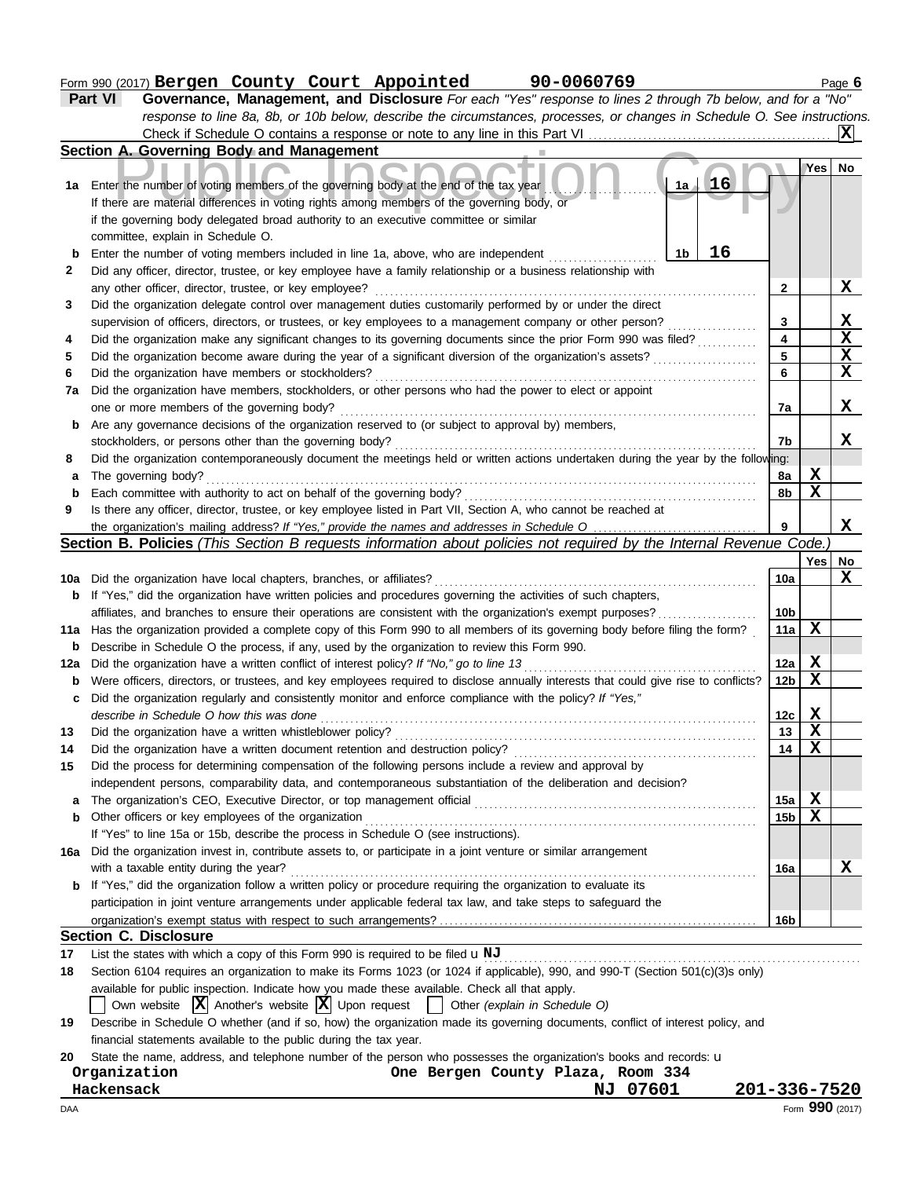Form 990 (2017) **Bergen County Court Appointed** **90-0060769**

**Part VI** **Governance, Management, and Disclosure** *For each "Yes" response to lines 2 through 7b below, and for a "No" response to line 8a, 8b, or 10b below, describe the circumstances, processes, or changes in Schedule O. See instructions.*

Check if Schedule O contains a response or note to any line in this Part VI ... **X**

## Section A. Governing Body and Management

| | | | Yes | No |
|---|---|---|---|---|
| **1a** | Enter the number of voting members of the governing body at the end of the tax year ... **1a** **16**<br>If there are material differences in voting rights among members of the governing body, or if the governing body delegated broad authority to an executive committee or similar committee, explain in Schedule O. | | | |
| **b** | Enter the number of voting members included in line 1a, above, who are independent ... **1b** **16** | | | |
| **2** | Did any officer, director, trustee, or key employee have a family relationship or a business relationship with any other officer, director, trustee, or key employee? | 2 | | X |
| **3** | Did the organization delegate control over management duties customarily performed by or under the direct supervision of officers, directors, or trustees, or key employees to a management company or other person? | 3 | | X |
| **4** | Did the organization make any significant changes to its governing documents since the prior Form 990 was filed? | 4 | | X |
| **5** | Did the organization become aware during the year of a significant diversion of the organization's assets? | 5 | | X |
| **6** | Did the organization have members or stockholders? | 6 | | X |
| **7a** | Did the organization have members, stockholders, or other persons who had the power to elect or appoint one or more members of the governing body? | 7a | | X |
| **b** | Are any governance decisions of the organization reserved to (or subject to approval by) members, stockholders, or persons other than the governing body? | 7b | | X |
| **8** | Did the organization contemporaneously document the meetings held or written actions undertaken during the year by the following: | | | |
| **a** | The governing body? | 8a | X | |
| **b** | Each committee with authority to act on behalf of the governing body? | 8b | X | |
| **9** | Is there any officer, director, trustee, or key employee listed in Part VII, Section A, who cannot be reached at the organization's mailing address? *If "Yes," provide the names and addresses in Schedule O* | 9 | | X |

## Section B. Policies *(This Section B requests information about policies not required by the Internal Revenue Code.)*

| | | | Yes | No |
|---|---|---|---|---|
| **10a** | Did the organization have local chapters, branches, or affiliates? | 10a | | X |
| **b** | If "Yes," did the organization have written policies and procedures governing the activities of such chapters, affiliates, and branches to ensure their operations are consistent with the organization's exempt purposes? | 10b | | |
| **11a** | Has the organization provided a complete copy of this Form 990 to all members of its governing body before filing the form? | 11a | X | |
| **b** | Describe in Schedule O the process, if any, used by the organization to review this Form 990. | | | |
| **12a** | Did the organization have a written conflict of interest policy? *If "No," go to line 13* | 12a | X | |
| **b** | Were officers, directors, or trustees, and key employees required to disclose annually interests that could give rise to conflicts? | 12b | X | |
| **c** | Did the organization regularly and consistently monitor and enforce compliance with the policy? *If "Yes," describe in Schedule O how this was done* | 12c | X | |
| **13** | Did the organization have a written whistleblower policy? | 13 | X | |
| **14** | Did the organization have a written document retention and destruction policy? | 14 | X | |
| **15** | Did the process for determining compensation of the following persons include a review and approval by independent persons, comparability data, and contemporaneous substantiation of the deliberation and decision? | | | |
| **a** | The organization's CEO, Executive Director, or top management official | 15a | X | |
| **b** | Other officers or key employees of the organization | 15b | X | |
| | If "Yes" to line 15a or 15b, describe the process in Schedule O (see instructions). | | | |
| **16a** | Did the organization invest in, contribute assets to, or participate in a joint venture or similar arrangement with a taxable entity during the year? | 16a | | X |
| **b** | If "Yes," did the organization follow a written policy or procedure requiring the organization to evaluate its participation in joint venture arrangements under applicable federal tax law, and take steps to safeguard the organization's exempt status with respect to such arrangements? | 16b | | |

## Section C. Disclosure

**17** List the states with which a copy of this Form 990 is required to be filed u **NJ**

**18** Section 6104 requires an organization to make its Forms 1023 (or 1024 if applicable), 990, and 990-T (Section 501(c)(3)s only) available for public inspection. Indicate how you made these available. Check all that apply.

☐ Own website ☒ Another's website ☒ Upon request ☐ Other *(explain in Schedule O)*

**19** Describe in Schedule O whether (and if so, how) the organization made its governing documents, conflict of interest policy, and financial statements available to the public during the tax year.

**20** State the name, address, and telephone number of the person who possesses the organization's books and records: u

**Organization** **One Bergen County Plaza, Room 334**
**Hackensack** **NJ 07601** **201-336-7520**

DAA Form **990** (2017)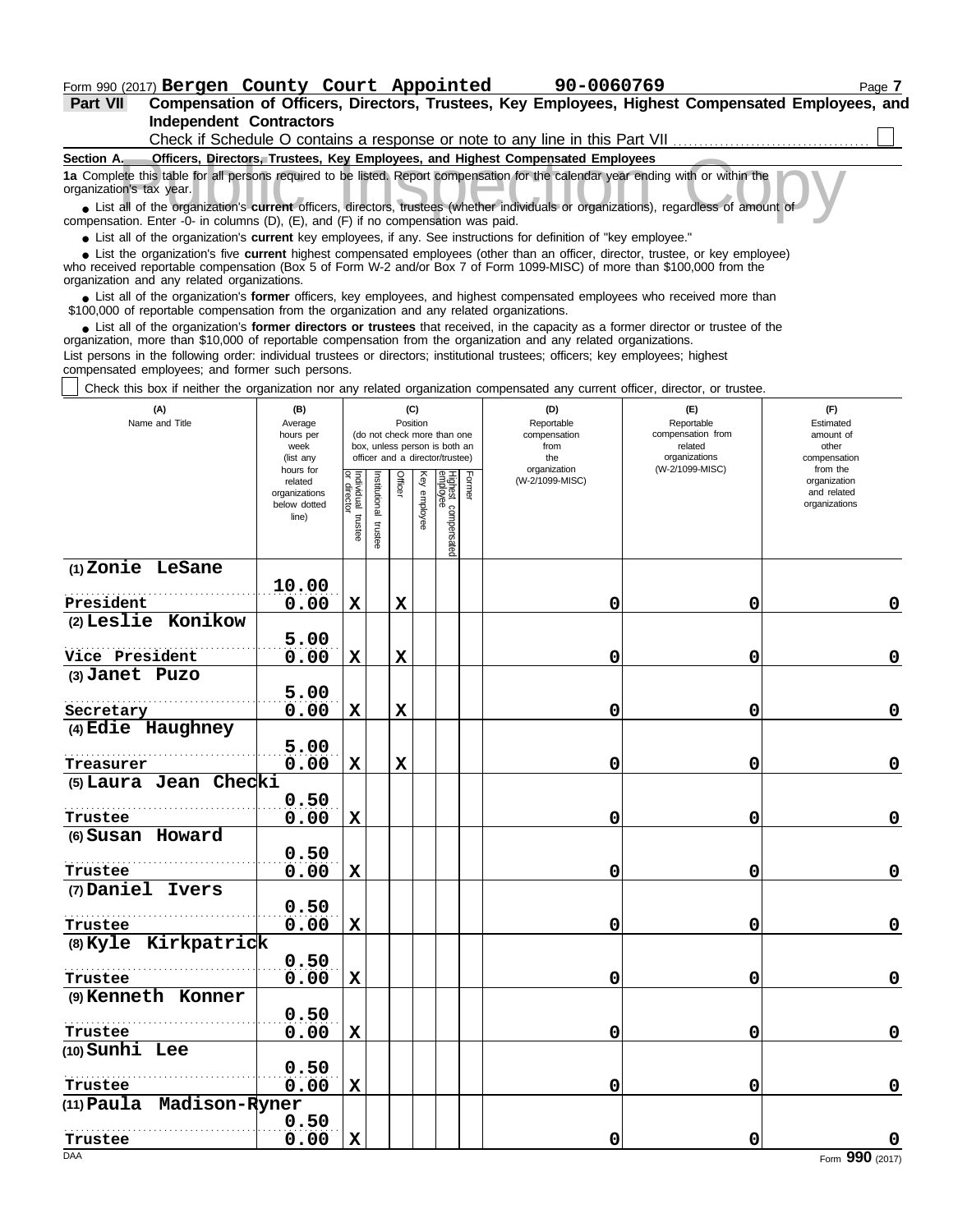Form 990 (2017) **Bergen County Court Appointed** **90-0060769** Page **7**

**Part VII** **Compensation of Officers, Directors, Trustees, Key Employees, Highest Compensated Employees, and Independent Contractors**

Check if Schedule O contains a response or note to any line in this Part VII ☐

**Section A. Officers, Directors, Trustees, Key Employees, and Highest Compensated Employees**

**1a** Complete this table for all persons required to be listed. Report compensation for the calendar year ending with or within the organization's tax year.

- List all of the organization's **current** officers, directors, trustees (whether individuals or organizations), regardless of amount of compensation. Enter -0- in columns (D), (E), and (F) if no compensation was paid.
- List all of the organization's **current** key employees, if any. See instructions for definition of "key employee."
- List the organization's five **current** highest compensated employees (other than an officer, director, trustee, or key employee) who received reportable compensation (Box 5 of Form W-2 and/or Box 7 of Form 1099-MISC) of more than $100,000 from the organization and any related organizations.
- List all of the organization's **former** officers, key employees, and highest compensated employees who received more than $100,000 of reportable compensation from the organization and any related organizations.
- List all of the organization's **former directors or trustees** that received, in the capacity as a former director or trustee of the organization, more than $10,000 of reportable compensation from the organization and any related organizations.

List persons in the following order: individual trustees or directors; institutional trustees; officers; key employees; highest compensated employees; and former such persons.

☐ Check this box if neither the organization nor any related organization compensated any current officer, director, or trustee.

| (A) Name and Title | (B) Average hours per week (list any hours for related organizations below dotted line) | (C) Position: Individual trustee or director | Institutional trustee | Officer | Key employee | Highest compensated employee | Former | (D) Reportable compensation from the organization (W-2/1099-MISC) | (E) Reportable compensation from related organizations (W-2/1099-MISC) | (F) Estimated amount of other compensation from the organization and related organizations |
|---|---|---|---|---|---|---|---|---|---|---|
| (1) Zonie LeSane<br>President | 10.00<br>0.00 | X | | X | | | | 0 | 0 | 0 |
| (2) Leslie Konikow<br>Vice President | 5.00<br>0.00 | X | | X | | | | 0 | 0 | 0 |
| (3) Janet Puzo<br>Secretary | 5.00<br>0.00 | X | | X | | | | 0 | 0 | 0 |
| (4) Edie Haughney<br>Treasurer | 5.00<br>0.00 | X | | X | | | | 0 | 0 | 0 |
| (5) Laura Jean Checki<br>Trustee | 0.50<br>0.00 | X | | | | | | 0 | 0 | 0 |
| (6) Susan Howard<br>Trustee | 0.50<br>0.00 | X | | | | | | 0 | 0 | 0 |
| (7) Daniel Ivers<br>Trustee | 0.50<br>0.00 | X | | | | | | 0 | 0 | 0 |
| (8) Kyle Kirkpatrick<br>Trustee | 0.50<br>0.00 | X | | | | | | 0 | 0 | 0 |
| (9) Kenneth Konner<br>Trustee | 0.50<br>0.00 | X | | | | | | 0 | 0 | 0 |
| (10) Sunhi Lee<br>Trustee | 0.50<br>0.00 | X | | | | | | 0 | 0 | 0 |
| (11) Paula Madison-Ryner<br>Trustee | 0.50<br>0.00 | X | | | | | | 0 | 0 | 0 |

DAA Form **990** (2017)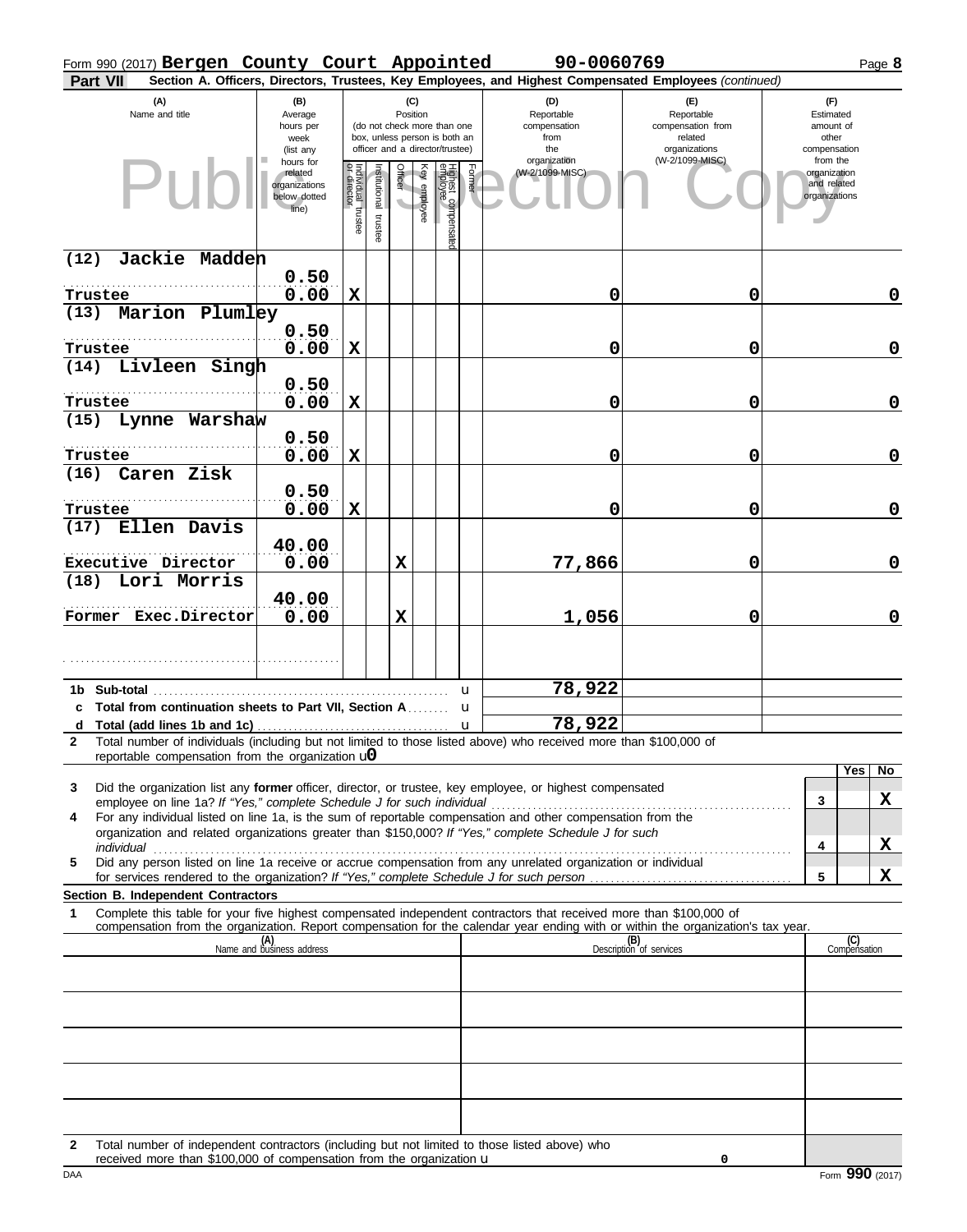Form 990 (2017) **Bergen County Court Appointed** **90-0060769**

**Part VII** **Section A. Officers, Directors, Trustees, Key Employees, and Highest Compensated Employees** *(continued)*

| (A) Name and title | (B) Average hours per week (list any hours for related organizations below dotted line) | (C) Position: Individual trustee or director | Institutional trustee | Officer | Key employee | Highest compensated employee | Former | (D) Reportable compensation from the organization (W-2/1099-MISC) | (E) Reportable compensation from related organizations (W-2/1099-MISC) | (F) Estimated amount of other compensation from the organization and related organizations |
|---|---|---|---|---|---|---|---|---|---|---|
| (12) Jackie Madden<br>Trustee | 0.50<br>0.00 | X | | | | | | 0 | 0 | 0 |
| (13) Marion Plumley<br>Trustee | 0.50<br>0.00 | X | | | | | | 0 | 0 | 0 |
| (14) Livleen Singh<br>Trustee | 0.50<br>0.00 | X | | | | | | 0 | 0 | 0 |
| (15) Lynne Warshaw<br>Trustee | 0.50<br>0.00 | X | | | | | | 0 | 0 | 0 |
| (16) Caren Zisk<br>Trustee | 0.50<br>0.00 | X | | | | | | 0 | 0 | 0 |
| (17) Ellen Davis<br>Executive Director | 40.00<br>0.00 | | | X | | | | 77,866 | 0 | 0 |
| (18) Lori Morris<br>Former Exec.Director | 40.00<br>0.00 | | | X | | | | 1,056 | 0 | 0 |
| | | | | | | | | | | |
| **1b Sub-total** | | | | | | | | 78,922 | | |
| **c Total from continuation sheets to Part VII, Section A** | | | | | | | | | | |
| **d Total (add lines 1b and 1c)** | | | | | | | | 78,922 | | |

**2** Total number of individuals (including but not limited to those listed above) who received more than $100,000 of reportable compensation from the organization u 0

| | | Yes | No |
|---|---|---|---|
| **3** Did the organization list any **former** officer, director, or trustee, key employee, or highest compensated employee on line 1a? *If "Yes," complete Schedule J for such individual* | 3 | | X |
| **4** For any individual listed on line 1a, is the sum of reportable compensation and other compensation from the organization and related organizations greater than $150,000? *If "Yes," complete Schedule J for such individual* | 4 | | X |
| **5** Did any person listed on line 1a receive or accrue compensation from any unrelated organization or individual for services rendered to the organization? *If "Yes," complete Schedule J for such person* | 5 | | X |

**Section B. Independent Contractors**

**1** Complete this table for your five highest compensated independent contractors that received more than $100,000 of compensation from the organization. Report compensation for the calendar year ending with or within the organization's tax year.

| (A) Name and business address | (B) Description of services | (C) Compensation |
|---|---|---|
| | | |
| | | |
| | | |
| | | |
| | | |

**2** Total number of independent contractors (including but not limited to those listed above) who received more than $100,000 of compensation from the organization u 0

DAA Form **990** (2017)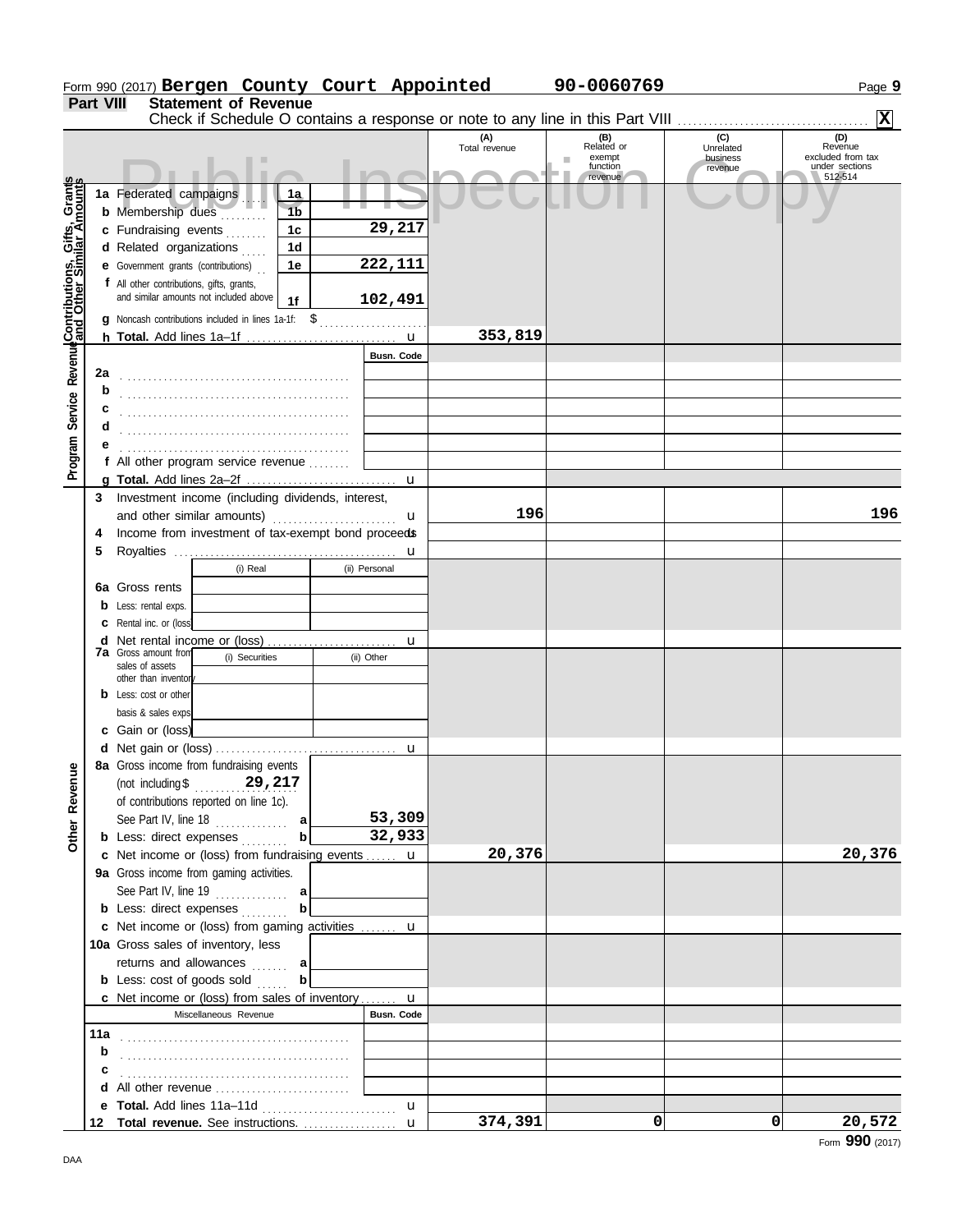Form 990 (2017) **Bergen County Court Appointed** **90-0060769**

## Part VIII Statement of Revenue

Check if Schedule O contains a response or note to any line in this Part VIII .......... **X**

| | | | (A) Total revenue | (B) Related or exempt function revenue | (C) Unrelated business revenue | (D) Revenue excluded from tax under sections 512-514 |
|---|---|---|---|---|---|---|
| **Contributions, Gifts, Grants and Other Similar Amounts** | **1a** Federated campaigns | 1a | | | | |
| | **b** Membership dues | 1b | | | | |
| | **c** Fundraising events | 1c 29,217 | | | | |
| | **d** Related organizations | 1d | | | | |
| | **e** Government grants (contributions) | 1e 222,111 | | | | |
| | **f** All other contributions, gifts, grants, and similar amounts not included above | 1f 102,491 | | | | |
| | **g** Noncash contributions included in lines 1a-1f: $ | | | | | |
| | **h Total.** Add lines 1a–1f | u | 353,819 | | | |
| **Program Service Revenue** | | Busn. Code | | | | |
| | **2a** | | | | | |
| | **b** | | | | | |
| | **c** | | | | | |
| | **d** | | | | | |
| | **e** | | | | | |
| | **f** All other program service revenue | | | | | |
| | **g Total.** Add lines 2a–2f | u | | | | |
| **Other Revenue** | **3** Investment income (including dividends, interest, and other similar amounts) | u | 196 | | | 196 |
| | **4** Income from investment of tax-exempt bond proceeds | u | | | | |
| | **5** Royalties | u | | | | |
| | | (i) Real / (ii) Personal | | | | |
| | **6a** Gross rents | | | | | |
| | **b** Less: rental exps. | | | | | |
| | **c** Rental inc. or (loss) | | | | | |
| | **d** Net rental income or (loss) | u | | | | |
| | **7a** Gross amount from sales of assets other than inventory | (i) Securities / (ii) Other | | | | |
| | **b** Less: cost or other basis & sales exps. | | | | | |
| | **c** Gain or (loss) | | | | | |
| | **d** Net gain or (loss) | u | | | | |
| | **8a** Gross income from fundraising events (not including $ 29,217 of contributions reported on line 1c). See Part IV, line 18 | a 53,309 | | | | |
| | **b** Less: direct expenses | b 32,933 | | | | |
| | **c** Net income or (loss) from fundraising events | u | 20,376 | | | 20,376 |
| | **9a** Gross income from gaming activities. See Part IV, line 19 | a | | | | |
| | **b** Less: direct expenses | b | | | | |
| | **c** Net income or (loss) from gaming activities | u | | | | |
| | **10a** Gross sales of inventory, less returns and allowances | a | | | | |
| | **b** Less: cost of goods sold | b | | | | |
| | **c** Net income or (loss) from sales of inventory | u | | | | |
| | Miscellaneous Revenue | Busn. Code | | | | |
| | **11a** | | | | | |
| | **b** | | | | | |
| | **c** | | | | | |
| | **d** All other revenue | | | | | |
| | **e Total.** Add lines 11a–11d | u | | | | |
| | **12 Total revenue.** See instructions. | u | 374,391 | 0 | 0 | 20,572 |

Form **990** (2017)

DAA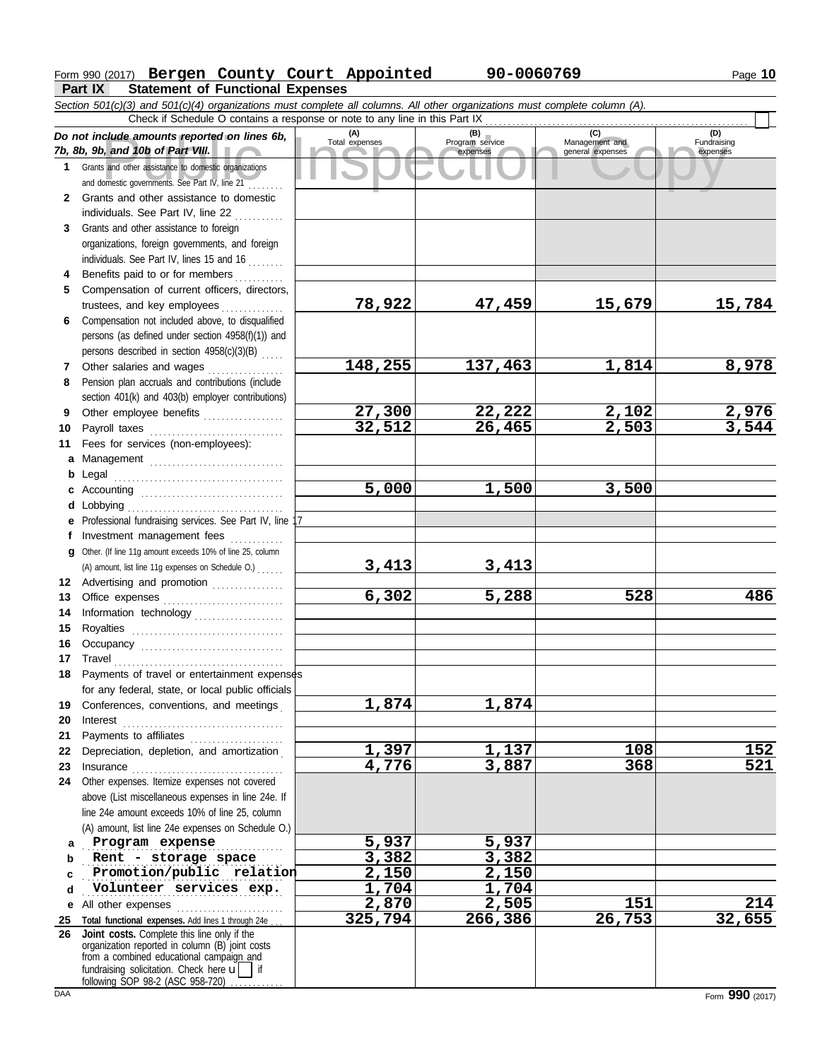Form 990 (2017) **Bergen County Court Appointed** **90-0060769** Page **10**

## Part IX Statement of Functional Expenses

*Section 501(c)(3) and 501(c)(4) organizations must complete all columns. All other organizations must complete column (A).*

Check if Schedule O contains a response or note to any line in this Part IX

| *Do not include amounts reported on lines 6b, 7b, 8b, 9b, and 10b of Part VIII.* | (A) Total expenses | (B) Program service expenses | (C) Management and general expenses | (D) Fundraising expenses |
|---|---|---|---|---|
| **1** Grants and other assistance to domestic organizations and domestic governments. See Part IV, line 21 | | | | |
| **2** Grants and other assistance to domestic individuals. See Part IV, line 22 | | | | |
| **3** Grants and other assistance to foreign organizations, foreign governments, and foreign individuals. See Part IV, lines 15 and 16 | | | | |
| **4** Benefits paid to or for members | | | | |
| **5** Compensation of current officers, directors, trustees, and key employees | 78,922 | 47,459 | 15,679 | 15,784 |
| **6** Compensation not included above, to disqualified persons (as defined under section 4958(f)(1)) and persons described in section 4958(c)(3)(B) | | | | |
| **7** Other salaries and wages | 148,255 | 137,463 | 1,814 | 8,978 |
| **8** Pension plan accruals and contributions (include section 401(k) and 403(b) employer contributions) | | | | |
| **9** Other employee benefits | 27,300 | 22,222 | 2,102 | 2,976 |
| **10** Payroll taxes | 32,512 | 26,465 | 2,503 | 3,544 |
| **11** Fees for services (non-employees): | | | | |
| **a** Management | | | | |
| **b** Legal | | | | |
| **c** Accounting | 5,000 | 1,500 | 3,500 | |
| **d** Lobbying | | | | |
| **e** Professional fundraising services. See Part IV, line 17 | | | | |
| **f** Investment management fees | | | | |
| **g** Other. (If line 11g amount exceeds 10% of line 25, column (A) amount, list line 11g expenses on Schedule O.) | 3,413 | 3,413 | | |
| **12** Advertising and promotion | | | | |
| **13** Office expenses | 6,302 | 5,288 | 528 | 486 |
| **14** Information technology | | | | |
| **15** Royalties | | | | |
| **16** Occupancy | | | | |
| **17** Travel | | | | |
| **18** Payments of travel or entertainment expenses for any federal, state, or local public officials | | | | |
| **19** Conferences, conventions, and meetings | 1,874 | 1,874 | | |
| **20** Interest | | | | |
| **21** Payments to affiliates | | | | |
| **22** Depreciation, depletion, and amortization | 1,397 | 1,137 | 108 | 152 |
| **23** Insurance | 4,776 | 3,887 | 368 | 521 |
| **24** Other expenses. Itemize expenses not covered above (List miscellaneous expenses in line 24e. If line 24e amount exceeds 10% of line 25, column (A) amount, list line 24e expenses on Schedule O.) | | | | |
| **a** Program expense | 5,937 | 5,937 | | |
| **b** Rent - storage space | 3,382 | 3,382 | | |
| **c** Promotion/public relation | 2,150 | 2,150 | | |
| **d** Volunteer services exp. | 1,704 | 1,704 | | |
| **e** All other expenses | 2,870 | 2,505 | 151 | 214 |
| **25 Total functional expenses.** Add lines 1 through 24e | 325,794 | 266,386 | 26,753 | 32,655 |
| **26 Joint costs.** Complete this line only if the organization reported in column (B) joint costs from a combined educational campaign and fundraising solicitation. Check here ☐ if following SOP 98-2 (ASC 958-720) | | | | |

Form **990** (2017)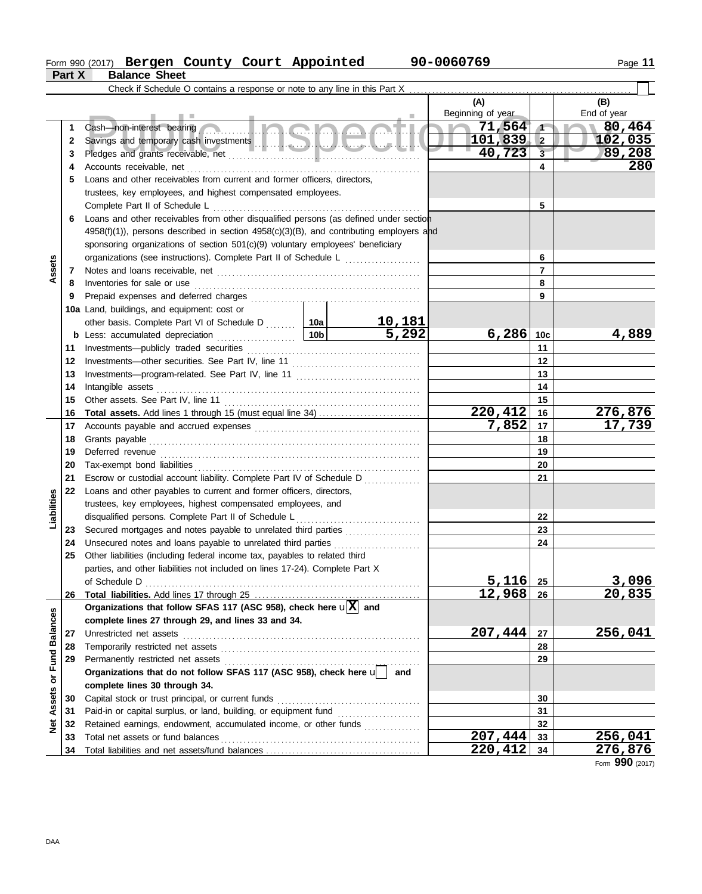Form 990 (2017) **Bergen County Court Appointed** **90-0060769**

**Part X** **Balance Sheet**

Check if Schedule O contains a response or note to any line in this Part X . . . ☐

| Section | Line | Description | | | (A) Beginning of year | Line | (B) End of year |
|---|---|---|---|---|---|---|---|
| Assets | 1 | Cash—non-interest bearing | | | 71,564 | 1 | 80,464 |
| | 2 | Savings and temporary cash investments | | | 101,839 | 2 | 102,035 |
| | 3 | Pledges and grants receivable, net | | | 40,723 | 3 | 89,208 |
| | 4 | Accounts receivable, net | | | | 4 | 280 |
| | 5 | Loans and other receivables from current and former officers, directors, trustees, key employees, and highest compensated employees. Complete Part II of Schedule L | | | | 5 | |
| | 6 | Loans and other receivables from other disqualified persons (as defined under section 4958(f)(1)), persons described in section 4958(c)(3)(B), and contributing employers and sponsoring organizations of section 501(c)(9) voluntary employees' beneficiary organizations (see instructions). Complete Part II of Schedule L | | | | 6 | |
| | 7 | Notes and loans receivable, net | | | | 7 | |
| | 8 | Inventories for sale or use | | | | 8 | |
| | 9 | Prepaid expenses and deferred charges | | | | 9 | |
| | 10a | Land, buildings, and equipment: cost or other basis. Complete Part VI of Schedule D | 10a | 10,181 | | | |
| | b | Less: accumulated depreciation | 10b | 5,292 | 6,286 | 10c | 4,889 |
| | 11 | Investments—publicly traded securities | | | | 11 | |
| | 12 | Investments—other securities. See Part IV, line 11 | | | | 12 | |
| | 13 | Investments—program-related. See Part IV, line 11 | | | | 13 | |
| | 14 | Intangible assets | | | | 14 | |
| | 15 | Other assets. See Part IV, line 11 | | | | 15 | |
| | 16 | **Total assets.** Add lines 1 through 15 (must equal line 34) | | | 220,412 | 16 | 276,876 |
| Liabilities | 17 | Accounts payable and accrued expenses | | | 7,852 | 17 | 17,739 |
| | 18 | Grants payable | | | | 18 | |
| | 19 | Deferred revenue | | | | 19 | |
| | 20 | Tax-exempt bond liabilities | | | | 20 | |
| | 21 | Escrow or custodial account liability. Complete Part IV of Schedule D | | | | 21 | |
| | 22 | Loans and other payables to current and former officers, directors, trustees, key employees, highest compensated employees, and disqualified persons. Complete Part II of Schedule L | | | | 22 | |
| | 23 | Secured mortgages and notes payable to unrelated third parties | | | | 23 | |
| | 24 | Unsecured notes and loans payable to unrelated third parties | | | | 24 | |
| | 25 | Other liabilities (including federal income tax, payables to related third parties, and other liabilities not included on lines 17-24). Complete Part X of Schedule D | | | 5,116 | 25 | 3,096 |
| | 26 | **Total liabilities.** Add lines 17 through 25 | | | 12,968 | 26 | 20,835 |
| Net Assets or Fund Balances | | **Organizations that follow SFAS 117 (ASC 958), check here** ☒ **and complete lines 27 through 29, and lines 33 and 34.** | | | | | |
| | 27 | Unrestricted net assets | | | 207,444 | 27 | 256,041 |
| | 28 | Temporarily restricted net assets | | | | 28 | |
| | 29 | Permanently restricted net assets | | | | 29 | |
| | | **Organizations that do not follow SFAS 117 (ASC 958), check here** ☐ **and complete lines 30 through 34.** | | | | | |
| | 30 | Capital stock or trust principal, or current funds | | | | 30 | |
| | 31 | Paid-in or capital surplus, or land, building, or equipment fund | | | | 31 | |
| | 32 | Retained earnings, endowment, accumulated income, or other funds | | | | 32 | |
| | 33 | Total net assets or fund balances | | | 207,444 | 33 | 256,041 |
| | 34 | Total liabilities and net assets/fund balances | | | 220,412 | 34 | 276,876 |

Form **990** (2017)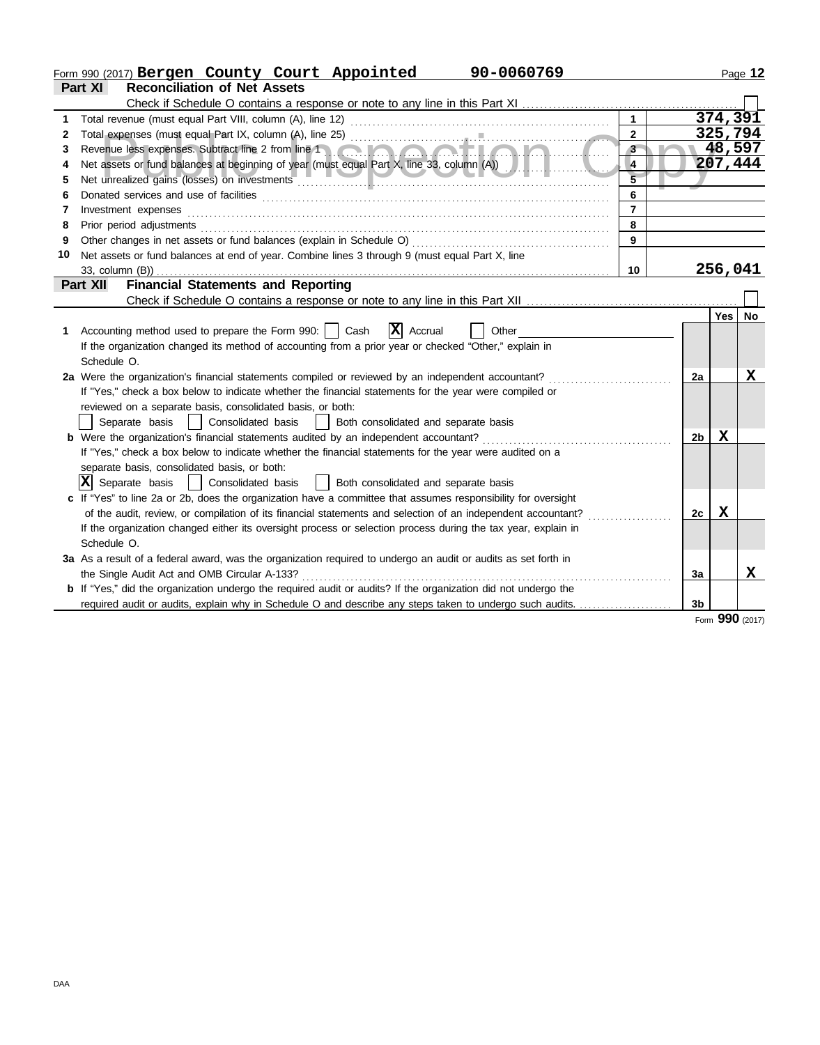Form 990 (2017) **Bergen County Court Appointed** **90-0060769**

## Part XI Reconciliation of Net Assets

Check if Schedule O contains a response or note to any line in this Part XI ☐

| | | | |
|---|---|---|---|
| 1 | Total revenue (must equal Part VIII, column (A), line 12) | 1 | 374,391 |
| 2 | Total expenses (must equal Part IX, column (A), line 25) | 2 | 325,794 |
| 3 | Revenue less expenses. Subtract line 2 from line 1 | 3 | 48,597 |
| 4 | Net assets or fund balances at beginning of year (must equal Part X, line 33, column (A)) | 4 | 207,444 |
| 5 | Net unrealized gains (losses) on investments | 5 | |
| 6 | Donated services and use of facilities | 6 | |
| 7 | Investment expenses | 7 | |
| 8 | Prior period adjustments | 8 | |
| 9 | Other changes in net assets or fund balances (explain in Schedule O) | 9 | |
| 10 | Net assets or fund balances at end of year. Combine lines 3 through 9 (must equal Part X, line 33, column (B)) | 10 | 256,041 |

## Part XII Financial Statements and Reporting

Check if Schedule O contains a response or note to any line in this Part XII ☐

| | | | Yes | No |
|---|---|---|---|---|
| 1 | Accounting method used to prepare the Form 990: ☐ Cash ☒ Accrual ☐ Other<br>If the organization changed its method of accounting from a prior year or checked "Other," explain in Schedule O. | | | |
| 2a | Were the organization's financial statements compiled or reviewed by an independent accountant? | 2a | | X |
| | If "Yes," check a box below to indicate whether the financial statements for the year were compiled or reviewed on a separate basis, consolidated basis, or both:<br>☐ Separate basis ☐ Consolidated basis ☐ Both consolidated and separate basis | | | |
| b | Were the organization's financial statements audited by an independent accountant? | 2b | X | |
| | If "Yes," check a box below to indicate whether the financial statements for the year were audited on a separate basis, consolidated basis, or both:<br>☒ Separate basis ☐ Consolidated basis ☐ Both consolidated and separate basis | | | |
| c | If "Yes" to line 2a or 2b, does the organization have a committee that assumes responsibility for oversight of the audit, review, or compilation of its financial statements and selection of an independent accountant? | 2c | X | |
| | If the organization changed either its oversight process or selection process during the tax year, explain in Schedule O. | | | |
| 3a | As a result of a federal award, was the organization required to undergo an audit or audits as set forth in the Single Audit Act and OMB Circular A-133? | 3a | | X |
| b | If "Yes," did the organization undergo the required audit or audits? If the organization did not undergo the required audit or audits, explain why in Schedule O and describe any steps taken to undergo such audits. | 3b | | |

Form **990** (2017)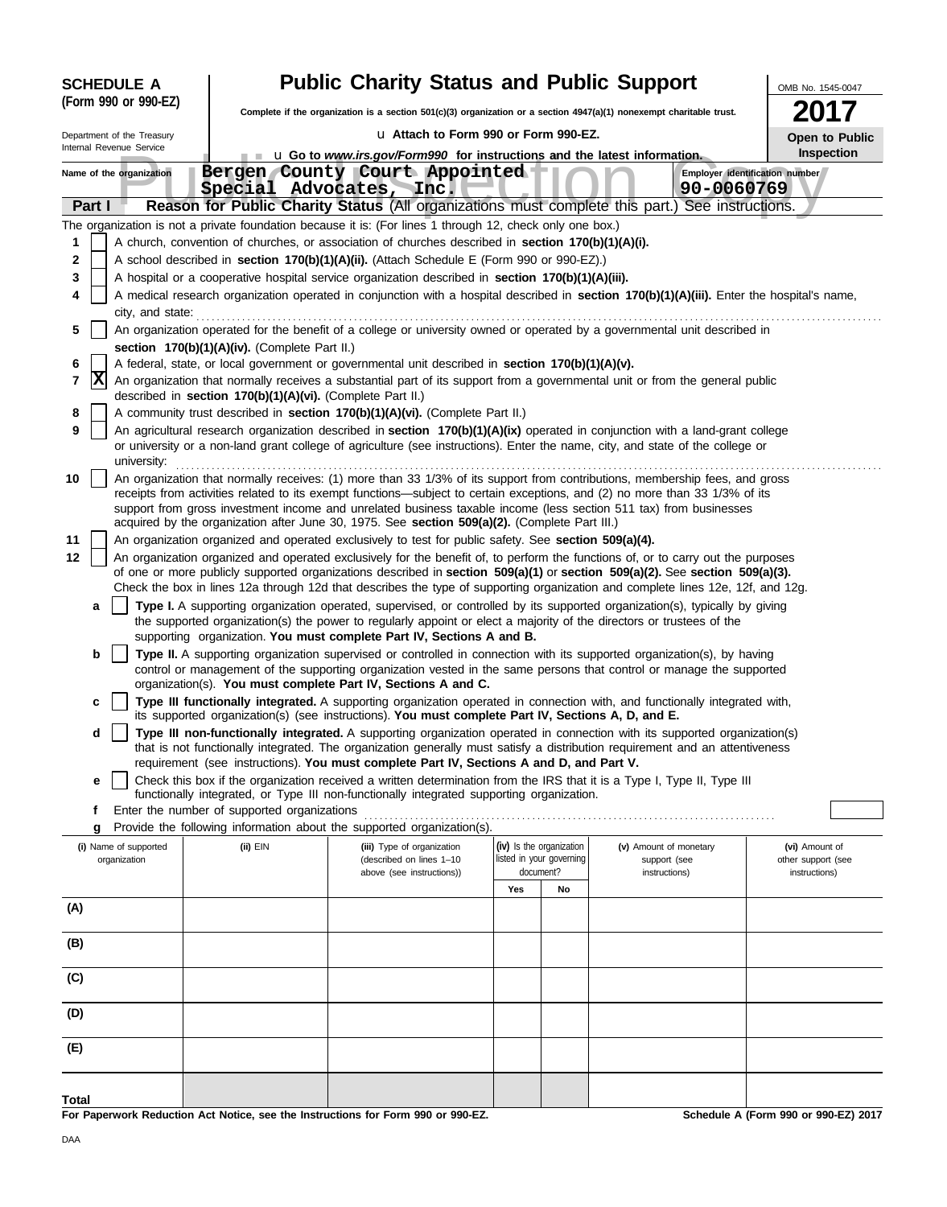**SCHEDULE A (Form 990 or 990-EZ)**

Department of the Treasury
Internal Revenue Service

# Public Charity Status and Public Support

**Complete if the organization is a section 501(c)(3) organization or a section 4947(a)(1) nonexempt charitable trust.**

u **Attach to Form 990 or Form 990-EZ.**

u **Go to *www.irs.gov/Form990* for instructions and the latest information.**

OMB No. 1545-0047

**2017**

**Open to Public Inspection**

Public Inspection Copy

**Name of the organization:** Bergen County Court Appointed Special Advocates, Inc.

**Employer identification number:** 90-0060769

## Part I — Reason for Public Charity Status (All organizations must complete this part.) See instructions.

The organization is not a private foundation because it is: (For lines 1 through 12, check only one box.)

1. [ ] A church, convention of churches, or association of churches described in **section 170(b)(1)(A)(i).**
2. [ ] A school described in **section 170(b)(1)(A)(ii).** (Attach Schedule E (Form 990 or 990-EZ).)
3. [ ] A hospital or a cooperative hospital service organization described in **section 170(b)(1)(A)(iii).**
4. [ ] A medical research organization operated in conjunction with a hospital described in **section 170(b)(1)(A)(iii).** Enter the hospital's name, city, and state:
5. [ ] An organization operated for the benefit of a college or university owned or operated by a governmental unit described in **section 170(b)(1)(A)(iv).** (Complete Part II.)
6. [ ] A federal, state, or local government or governmental unit described in **section 170(b)(1)(A)(v).**
7. [X] An organization that normally receives a substantial part of its support from a governmental unit or from the general public described in **section 170(b)(1)(A)(vi).** (Complete Part II.)
8. [ ] A community trust described in **section 170(b)(1)(A)(vi).** (Complete Part II.)
9. [ ] An agricultural research organization described in **section 170(b)(1)(A)(ix)** operated in conjunction with a land-grant college or university or a non-land grant college of agriculture (see instructions). Enter the name, city, and state of the college or university:
10. [ ] An organization that normally receives: (1) more than 33 1/3% of its support from contributions, membership fees, and gross receipts from activities related to its exempt functions—subject to certain exceptions, and (2) no more than 33 1/3% of its support from gross investment income and unrelated business taxable income (less section 511 tax) from businesses acquired by the organization after June 30, 1975. See **section 509(a)(2).** (Complete Part III.)
11. [ ] An organization organized and operated exclusively to test for public safety. See **section 509(a)(4).**
12. [ ] An organization organized and operated exclusively for the benefit of, to perform the functions of, or to carry out the purposes of one or more publicly supported organizations described in **section 509(a)(1)** or **section 509(a)(2).** See **section 509(a)(3).** Check the box in lines 12a through 12d that describes the type of supporting organization and complete lines 12e, 12f, and 12g.
   - **a** [ ] **Type I.** A supporting organization operated, supervised, or controlled by its supported organization(s), typically by giving the supported organization(s) the power to regularly appoint or elect a majority of the directors or trustees of the supporting organization. **You must complete Part IV, Sections A and B.**
   - **b** [ ] **Type II.** A supporting organization supervised or controlled in connection with its supported organization(s), by having control or management of the supporting organization vested in the same persons that control or manage the supported organization(s). **You must complete Part IV, Sections A and C.**
   - **c** [ ] **Type III functionally integrated.** A supporting organization operated in connection with, and functionally integrated with, its supported organization(s) (see instructions). **You must complete Part IV, Sections A, D, and E.**
   - **d** [ ] **Type III non-functionally integrated.** A supporting organization operated in connection with its supported organization(s) that is not functionally integrated. The organization generally must satisfy a distribution requirement and an attentiveness requirement (see instructions). **You must complete Part IV, Sections A and D, and Part V.**
   - **e** [ ] Check this box if the organization received a written determination from the IRS that it is a Type I, Type II, Type III functionally integrated, or Type III non-functionally integrated supporting organization.
   - **f** Enter the number of supported organizations
   - **g** Provide the following information about the supported organization(s).

| | (i) Name of supported organization | (ii) EIN | (iii) Type of organization (described on lines 1–10 above (see instructions)) | (iv) Is the organization listed in your governing document? Yes | No | (v) Amount of monetary support (see instructions) | (vi) Amount of other support (see instructions) |
|---|---|---|---|---|---|---|---|
| (A) | | | | | | | |
| (B) | | | | | | | |
| (C) | | | | | | | |
| (D) | | | | | | | |
| (E) | | | | | | | |
| **Total** | | | | | | | |

**For Paperwork Reduction Act Notice, see the Instructions for Form 990 or 990-EZ.** **Schedule A (Form 990 or 990-EZ) 2017**

DAA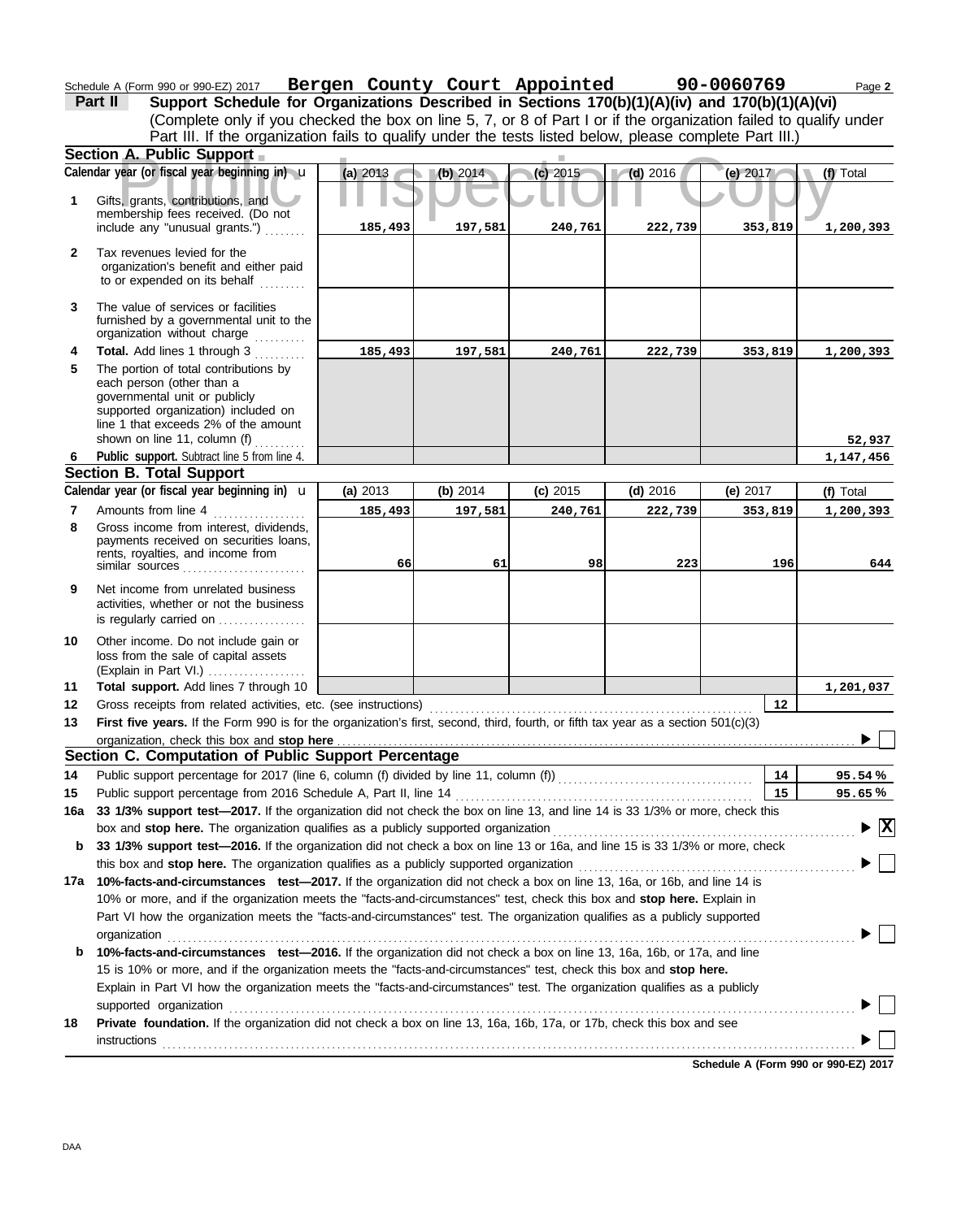Schedule A (Form 990 or 990-EZ) 2017 **Bergen County Court Appointed** **90-0060769**

**Part II** **Support Schedule for Organizations Described in Sections 170(b)(1)(A)(iv) and 170(b)(1)(A)(vi)**
(Complete only if you checked the box on line 5, 7, or 8 of Part I or if the organization failed to qualify under Part III. If the organization fails to qualify under the tests listed below, please complete Part III.)

Public Inspection Copy

## Section A. Public Support

| | Calendar year (or fiscal year beginning in) | (a) 2013 | (b) 2014 | (c) 2015 | (d) 2016 | (e) 2017 | (f) Total |
|---|---|---|---|---|---|---|---|
| 1 | Gifts, grants, contributions, and membership fees received. (Do not include any "unusual grants.") | 185,493 | 197,581 | 240,761 | 222,739 | 353,819 | 1,200,393 |
| 2 | Tax revenues levied for the organization's benefit and either paid to or expended on its behalf | | | | | | |
| 3 | The value of services or facilities furnished by a governmental unit to the organization without charge | | | | | | |
| 4 | **Total.** Add lines 1 through 3 | 185,493 | 197,581 | 240,761 | 222,739 | 353,819 | 1,200,393 |
| 5 | The portion of total contributions by each person (other than a governmental unit or publicly supported organization) included on line 1 that exceeds 2% of the amount shown on line 11, column (f) | | | | | | 52,937 |
| 6 | **Public support.** Subtract line 5 from line 4. | | | | | | 1,147,456 |

## Section B. Total Support

| | Calendar year (or fiscal year beginning in) | (a) 2013 | (b) 2014 | (c) 2015 | (d) 2016 | (e) 2017 | (f) Total |
|---|---|---|---|---|---|---|---|
| 7 | Amounts from line 4 | 185,493 | 197,581 | 240,761 | 222,739 | 353,819 | 1,200,393 |
| 8 | Gross income from interest, dividends, payments received on securities loans, rents, royalties, and income from similar sources | 66 | 61 | 98 | 223 | 196 | 644 |
| 9 | Net income from unrelated business activities, whether or not the business is regularly carried on | | | | | | |
| 10 | Other income. Do not include gain or loss from the sale of capital assets (Explain in Part VI.) | | | | | | |
| 11 | **Total support.** Add lines 7 through 10 | | | | | | 1,201,037 |

**12** Gross receipts from related activities, etc. (see instructions) **12**

**13** **First five years.** If the Form 990 is for the organization's first, second, third, fourth, or fifth tax year as a section 501(c)(3) organization, check this box and **stop here** ☐

## Section C. Computation of Public Support Percentage

**14** Public support percentage for 2017 (line 6, column (f) divided by line 11, column (f)) **14** 95.54 %

**15** Public support percentage from 2016 Schedule A, Part II, line 14 **15** 95.65 %

**16a** **33 1/3% support test—2017.** If the organization did not check the box on line 13, and line 14 is 33 1/3% or more, check this box and **stop here.** The organization qualifies as a publicly supported organization ☒

**b** **33 1/3% support test—2016.** If the organization did not check a box on line 13 or 16a, and line 15 is 33 1/3% or more, check this box and **stop here.** The organization qualifies as a publicly supported organization ☐

**17a** **10%-facts-and-circumstances test—2017.** If the organization did not check a box on line 13, 16a, or 16b, and line 14 is 10% or more, and if the organization meets the "facts-and-circumstances" test, check this box and **stop here.** Explain in Part VI how the organization meets the "facts-and-circumstances" test. The organization qualifies as a publicly supported organization ☐

**b** **10%-facts-and-circumstances test—2016.** If the organization did not check a box on line 13, 16a, 16b, or 17a, and line 15 is 10% or more, and if the organization meets the "facts-and-circumstances" test, check this box and **stop here.** Explain in Part VI how the organization meets the "facts-and-circumstances" test. The organization qualifies as a publicly supported organization ☐

**18** **Private foundation.** If the organization did not check a box on line 13, 16a, 16b, 17a, or 17b, check this box and see instructions ☐

**Schedule A (Form 990 or 990-EZ) 2017**

DAA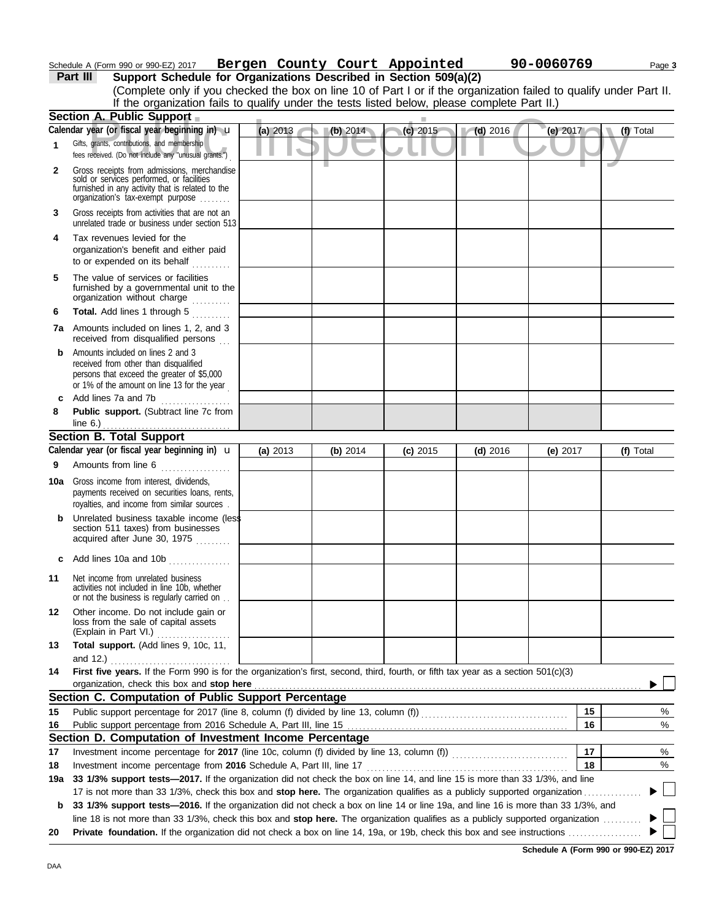Schedule A (Form 990 or 990-EZ) 2017 **Bergen County Court Appointed** **90-0060769** Page **3**

**Part III** **Support Schedule for Organizations Described in Section 509(a)(2)**

(Complete only if you checked the box on line 10 of Part I or if the organization failed to qualify under Part II. If the organization fails to qualify under the tests listed below, please complete Part II.)

**Section A. Public Support**

| Calendar year (or fiscal year beginning in) u | (a) 2013 | (b) 2014 | (c) 2015 | (d) 2016 | (e) 2017 | (f) Total |
|---|---|---|---|---|---|---|
| **1** Gifts, grants, contributions, and membership fees received. (Do not include any "unusual grants.") | | | | | | |
| **2** Gross receipts from admissions, merchandise sold or services performed, or facilities furnished in any activity that is related to the organization's tax-exempt purpose | | | | | | |
| **3** Gross receipts from activities that are not an unrelated trade or business under section 513 | | | | | | |
| **4** Tax revenues levied for the organization's benefit and either paid to or expended on its behalf | | | | | | |
| **5** The value of services or facilities furnished by a governmental unit to the organization without charge | | | | | | |
| **6** **Total.** Add lines 1 through 5 | | | | | | |
| **7a** Amounts included on lines 1, 2, and 3 received from disqualified persons | | | | | | |
| **b** Amounts included on lines 2 and 3 received from other than disqualified persons that exceed the greater of $5,000 or 1% of the amount on line 13 for the year | | | | | | |
| **c** Add lines 7a and 7b | | | | | | |
| **8** **Public support.** (Subtract line 7c from line 6.) | | | | | | |

**Section B. Total Support**

| Calendar year (or fiscal year beginning in) u | (a) 2013 | (b) 2014 | (c) 2015 | (d) 2016 | (e) 2017 | (f) Total |
|---|---|---|---|---|---|---|
| **9** Amounts from line 6 | | | | | | |
| **10a** Gross income from interest, dividends, payments received on securities loans, rents, royalties, and income from similar sources | | | | | | |
| **b** Unrelated business taxable income (less section 511 taxes) from businesses acquired after June 30, 1975 | | | | | | |
| **c** Add lines 10a and 10b | | | | | | |
| **11** Net income from unrelated business activities not included in line 10b, whether or not the business is regularly carried on | | | | | | |
| **12** Other income. Do not include gain or loss from the sale of capital assets (Explain in Part VI.) | | | | | | |
| **13** **Total support.** (Add lines 9, 10c, 11, and 12.) | | | | | | |

**14** **First five years.** If the Form 990 is for the organization's first, second, third, fourth, or fifth tax year as a section 501(c)(3) organization, check this box and **stop here** ▶ ☐

**Section C. Computation of Public Support Percentage**

| | | | |
|---|---|---|---|
| **15** | Public support percentage for 2017 (line 8, column (f) divided by line 13, column (f)) | 15 | % |
| **16** | Public support percentage from 2016 Schedule A, Part III, line 15 | 16 | % |

**Section D. Computation of Investment Income Percentage**

| | | | |
|---|---|---|---|
| **17** | Investment income percentage for **2017** (line 10c, column (f) divided by line 13, column (f)) | 17 | % |
| **18** | Investment income percentage from **2016** Schedule A, Part III, line 17 | 18 | % |

**19a** **33 1/3% support tests—2017.** If the organization did not check the box on line 14, and line 15 is more than 33 1/3%, and line 17 is not more than 33 1/3%, check this box and **stop here.** The organization qualifies as a publicly supported organization ▶ ☐

**b** **33 1/3% support tests—2016.** If the organization did not check a box on line 14 or line 19a, and line 16 is more than 33 1/3%, and line 18 is not more than 33 1/3%, check this box and **stop here.** The organization qualifies as a publicly supported organization ▶ ☐

**20** **Private foundation.** If the organization did not check a box on line 14, 19a, or 19b, check this box and see instructions ▶ ☐

**Schedule A (Form 990 or 990-EZ) 2017**

DAA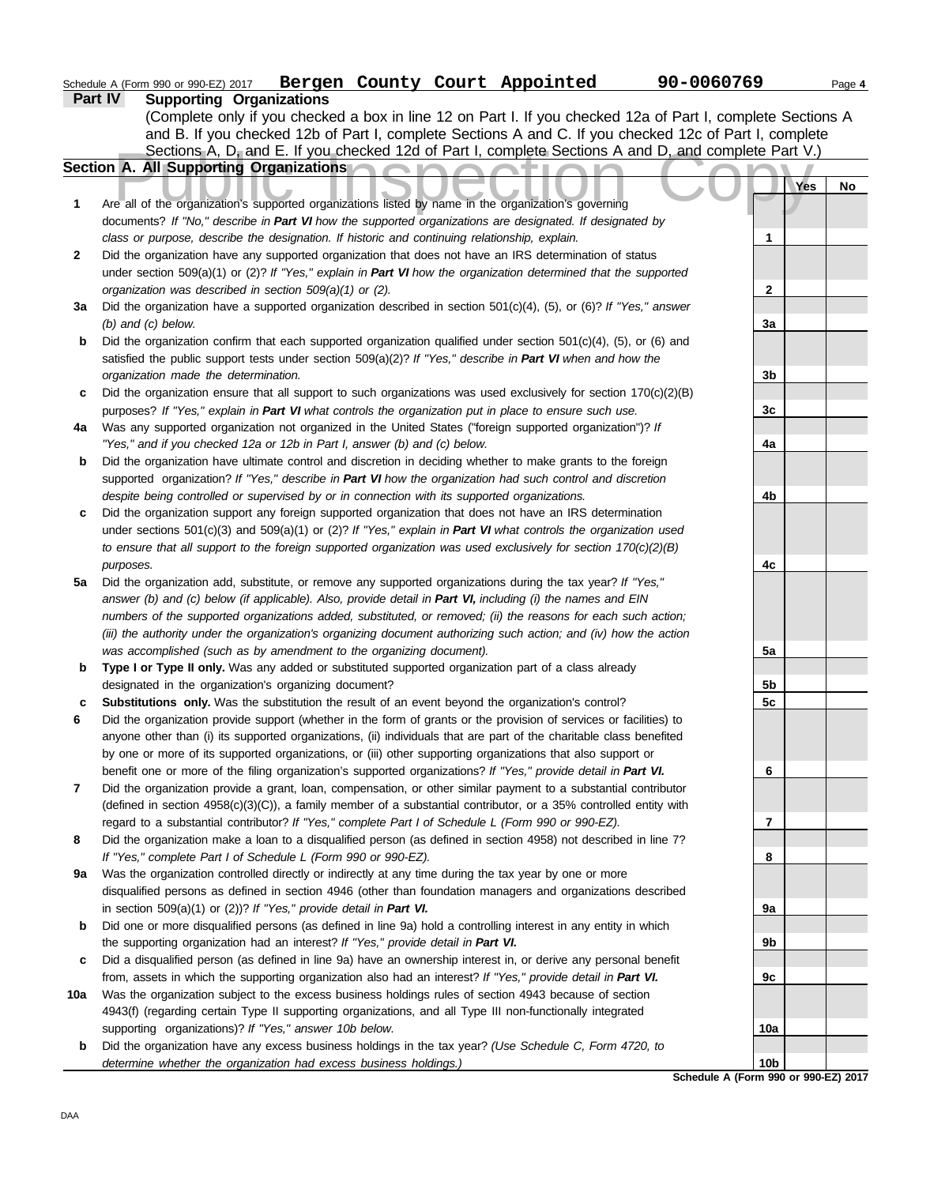Schedule A (Form 990 or 990-EZ) 2017 **Bergen County Court Appointed** **90-0060769** Page **4**

## Part IV Supporting Organizations

(Complete only if you checked a box in line 12 on Part I. If you checked 12a of Part I, complete Sections A and B. If you checked 12b of Part I, complete Sections A and C. If you checked 12c of Part I, complete Sections A, D, and E. If you checked 12d of Part I, complete Sections A and D, and complete Part V.)

### Section A. All Supporting Organizations

| | | | Yes | No |
|---|---|---|---|---|
| **1** | Are all of the organization's supported organizations listed by name in the organization's governing documents? *If "No," describe in **Part VI** how the supported organizations are designated. If designated by class or purpose, describe the designation. If historic and continuing relationship, explain.* | **1** | | |
| **2** | Did the organization have any supported organization that does not have an IRS determination of status under section 509(a)(1) or (2)? *If "Yes," explain in **Part VI** how the organization determined that the supported organization was described in section 509(a)(1) or (2).* | **2** | | |
| **3a** | Did the organization have a supported organization described in section 501(c)(4), (5), or (6)? *If "Yes," answer (b) and (c) below.* | **3a** | | |
| **b** | Did the organization confirm that each supported organization qualified under section 501(c)(4), (5), or (6) and satisfied the public support tests under section 509(a)(2)? *If "Yes," describe in **Part VI** when and how the organization made the determination.* | **3b** | | |
| **c** | Did the organization ensure that all support to such organizations was used exclusively for section 170(c)(2)(B) purposes? *If "Yes," explain in **Part VI** what controls the organization put in place to ensure such use.* | **3c** | | |
| **4a** | Was any supported organization not organized in the United States ("foreign supported organization")? *If "Yes," and if you checked 12a or 12b in Part I, answer (b) and (c) below.* | **4a** | | |
| **b** | Did the organization have ultimate control and discretion in deciding whether to make grants to the foreign supported organization? *If "Yes," describe in **Part VI** how the organization had such control and discretion despite being controlled or supervised by or in connection with its supported organizations.* | **4b** | | |
| **c** | Did the organization support any foreign supported organization that does not have an IRS determination under sections 501(c)(3) and 509(a)(1) or (2)? *If "Yes," explain in **Part VI** what controls the organization used to ensure that all support to the foreign supported organization was used exclusively for section 170(c)(2)(B) purposes.* | **4c** | | |
| **5a** | Did the organization add, substitute, or remove any supported organizations during the tax year? *If "Yes," answer (b) and (c) below (if applicable). Also, provide detail in **Part VI,** including (i) the names and EIN numbers of the supported organizations added, substituted, or removed; (ii) the reasons for each such action; (iii) the authority under the organization's organizing document authorizing such action; and (iv) how the action was accomplished (such as by amendment to the organizing document).* | **5a** | | |
| **b** | **Type I or Type II only.** Was any added or substituted supported organization part of a class already designated in the organization's organizing document? | **5b** | | |
| **c** | **Substitutions only.** Was the substitution the result of an event beyond the organization's control? | **5c** | | |
| **6** | Did the organization provide support (whether in the form of grants or the provision of services or facilities) to anyone other than (i) its supported organizations, (ii) individuals that are part of the charitable class benefited by one or more of its supported organizations, or (iii) other supporting organizations that also support or benefit one or more of the filing organization's supported organizations? *If "Yes," provide detail in **Part VI.*** | **6** | | |
| **7** | Did the organization provide a grant, loan, compensation, or other similar payment to a substantial contributor (defined in section 4958(c)(3)(C)), a family member of a substantial contributor, or a 35% controlled entity with regard to a substantial contributor? *If "Yes," complete Part I of Schedule L (Form 990 or 990-EZ).* | **7** | | |
| **8** | Did the organization make a loan to a disqualified person (as defined in section 4958) not described in line 7? *If "Yes," complete Part I of Schedule L (Form 990 or 990-EZ).* | **8** | | |
| **9a** | Was the organization controlled directly or indirectly at any time during the tax year by one or more disqualified persons as defined in section 4946 (other than foundation managers and organizations described in section 509(a)(1) or (2))? *If "Yes," provide detail in **Part VI.*** | **9a** | | |
| **b** | Did one or more disqualified persons (as defined in line 9a) hold a controlling interest in any entity in which the supporting organization had an interest? *If "Yes," provide detail in **Part VI.*** | **9b** | | |
| **c** | Did a disqualified person (as defined in line 9a) have an ownership interest in, or derive any personal benefit from, assets in which the supporting organization also had an interest? *If "Yes," provide detail in **Part VI.*** | **9c** | | |
| **10a** | Was the organization subject to the excess business holdings rules of section 4943 because of section 4943(f) (regarding certain Type II supporting organizations, and all Type III non-functionally integrated supporting organizations)? *If "Yes," answer 10b below.* | **10a** | | |
| **b** | Did the organization have any excess business holdings in the tax year? *(Use Schedule C, Form 4720, to determine whether the organization had excess business holdings.)* | **10b** | | |

**Schedule A (Form 990 or 990-EZ) 2017**

DAA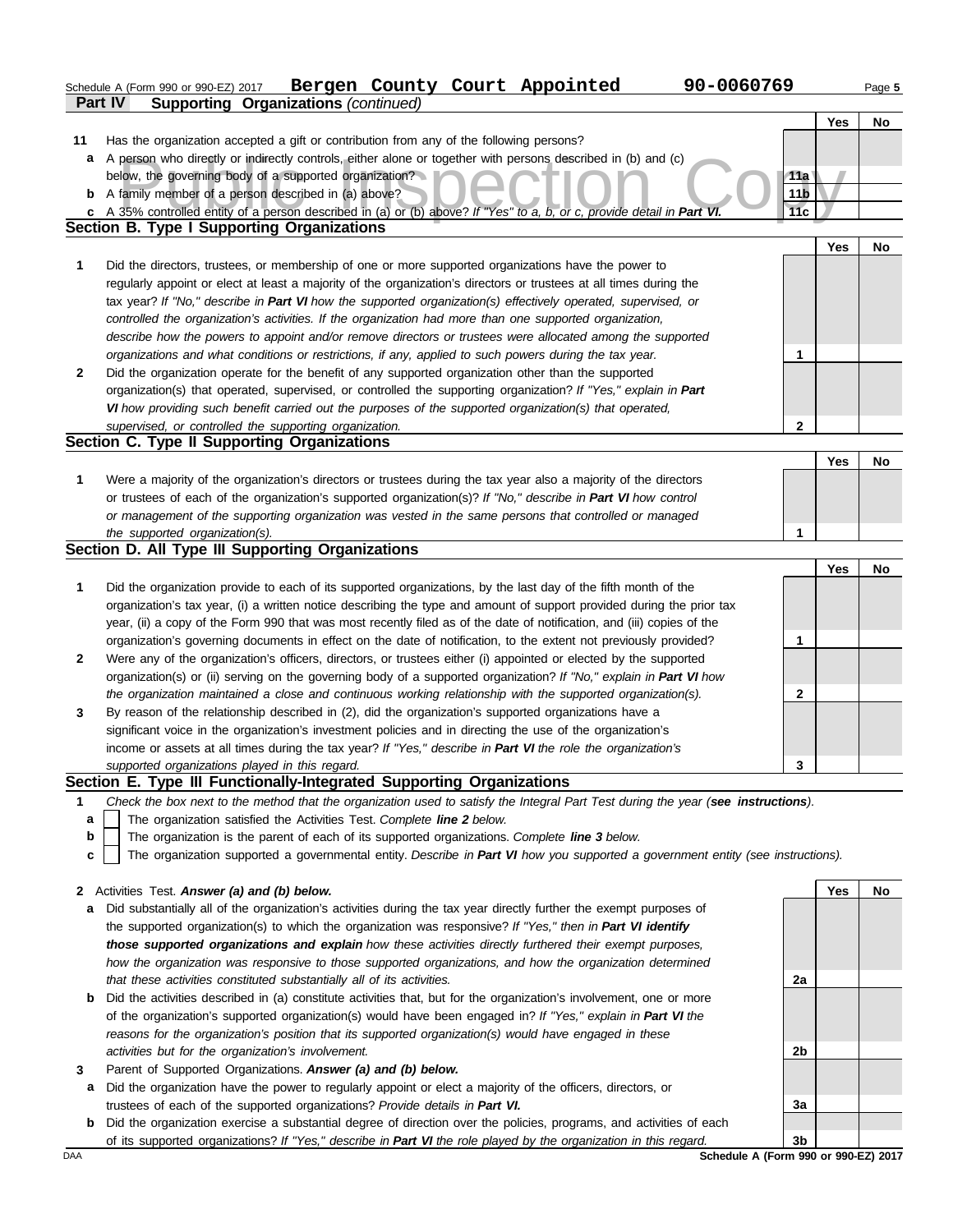Schedule A (Form 990 or 990-EZ) 2017 **Bergen County Court Appointed** **90-0060769** Page **5**

## Part IV Supporting Organizations *(continued)*

| | | | Yes | No |
|---|---|---|---|---|
| **11** | Has the organization accepted a gift or contribution from any of the following persons? | | | |
| **a** | A person who directly or indirectly controls, either alone or together with persons described in (b) and (c) below, the governing body of a supported organization? | **11a** | | |
| **b** | A family member of a person described in (a) above? | **11b** | | |
| **c** | A 35% controlled entity of a person described in (a) or (b) above? *If "Yes" to a, b, or c, provide detail in* ***Part VI.*** | **11c** | | |

### Section B. Type I Supporting Organizations

| | | | Yes | No |
|---|---|---|---|---|
| **1** | Did the directors, trustees, or membership of one or more supported organizations have the power to regularly appoint or elect at least a majority of the organization's directors or trustees at all times during the tax year? *If "No," describe in* ***Part VI*** *how the supported organization(s) effectively operated, supervised, or controlled the organization's activities. If the organization had more than one supported organization, describe how the powers to appoint and/or remove directors or trustees were allocated among the supported organizations and what conditions or restrictions, if any, applied to such powers during the tax year.* | **1** | | |
| **2** | Did the organization operate for the benefit of any supported organization other than the supported organization(s) that operated, supervised, or controlled the supporting organization? *If "Yes," explain in* ***Part VI*** *how providing such benefit carried out the purposes of the supported organization(s) that operated, supervised, or controlled the supporting organization.* | **2** | | |

### Section C. Type II Supporting Organizations

| | | | Yes | No |
|---|---|---|---|---|
| **1** | Were a majority of the organization's directors or trustees during the tax year also a majority of the directors or trustees of each of the organization's supported organization(s)? *If "No," describe in* ***Part VI*** *how control or management of the supporting organization was vested in the same persons that controlled or managed the supported organization(s).* | **1** | | |

### Section D. All Type III Supporting Organizations

| | | | Yes | No |
|---|---|---|---|---|
| **1** | Did the organization provide to each of its supported organizations, by the last day of the fifth month of the organization's tax year, (i) a written notice describing the type and amount of support provided during the prior tax year, (ii) a copy of the Form 990 that was most recently filed as of the date of notification, and (iii) copies of the organization's governing documents in effect on the date of notification, to the extent not previously provided? | **1** | | |
| **2** | Were any of the organization's officers, directors, or trustees either (i) appointed or elected by the supported organization(s) or (ii) serving on the governing body of a supported organization? *If "No," explain in* ***Part VI*** *how the organization maintained a close and continuous working relationship with the supported organization(s).* | **2** | | |
| **3** | By reason of the relationship described in (2), did the organization's supported organizations have a significant voice in the organization's investment policies and in directing the use of the organization's income or assets at all times during the tax year? *If "Yes," describe in* ***Part VI*** *the role the organization's supported organizations played in this regard.* | **3** | | |

### Section E. Type III Functionally-Integrated Supporting Organizations

**1** *Check the box next to the method that the organization used to satisfy the Integral Part Test during the year (**see instructions**).*

- **a** ☐ The organization satisfied the Activities Test. *Complete **line 2** below.*
- **b** ☐ The organization is the parent of each of its supported organizations. *Complete **line 3** below.*
- **c** ☐ The organization supported a governmental entity. *Describe in **Part VI** how you supported a government entity (see instructions).*

| | | | Yes | No |
|---|---|---|---|---|
| **2** | Activities Test. ***Answer (a) and (b) below.*** | | | |
| **a** | Did substantially all of the organization's activities during the tax year directly further the exempt purposes of the supported organization(s) to which the organization was responsive? *If "Yes," then in* ***Part VI identify those supported organizations and explain*** *how these activities directly furthered their exempt purposes, how the organization was responsive to those supported organizations, and how the organization determined that these activities constituted substantially all of its activities.* | **2a** | | |
| **b** | Did the activities described in (a) constitute activities that, but for the organization's involvement, one or more of the organization's supported organization(s) would have been engaged in? *If "Yes," explain in* ***Part VI*** *the reasons for the organization's position that its supported organization(s) would have engaged in these activities but for the organization's involvement.* | **2b** | | |
| **3** | Parent of Supported Organizations. ***Answer (a) and (b) below.*** | | | |
| **a** | Did the organization have the power to regularly appoint or elect a majority of the officers, directors, or trustees of each of the supported organizations? *Provide details in* ***Part VI.*** | **3a** | | |
| **b** | Did the organization exercise a substantial degree of direction over the policies, programs, and activities of each of its supported organizations? *If "Yes," describe in* ***Part VI*** *the role played by the organization in this regard.* | **3b** | | |

DAA **Schedule A (Form 990 or 990-EZ) 2017**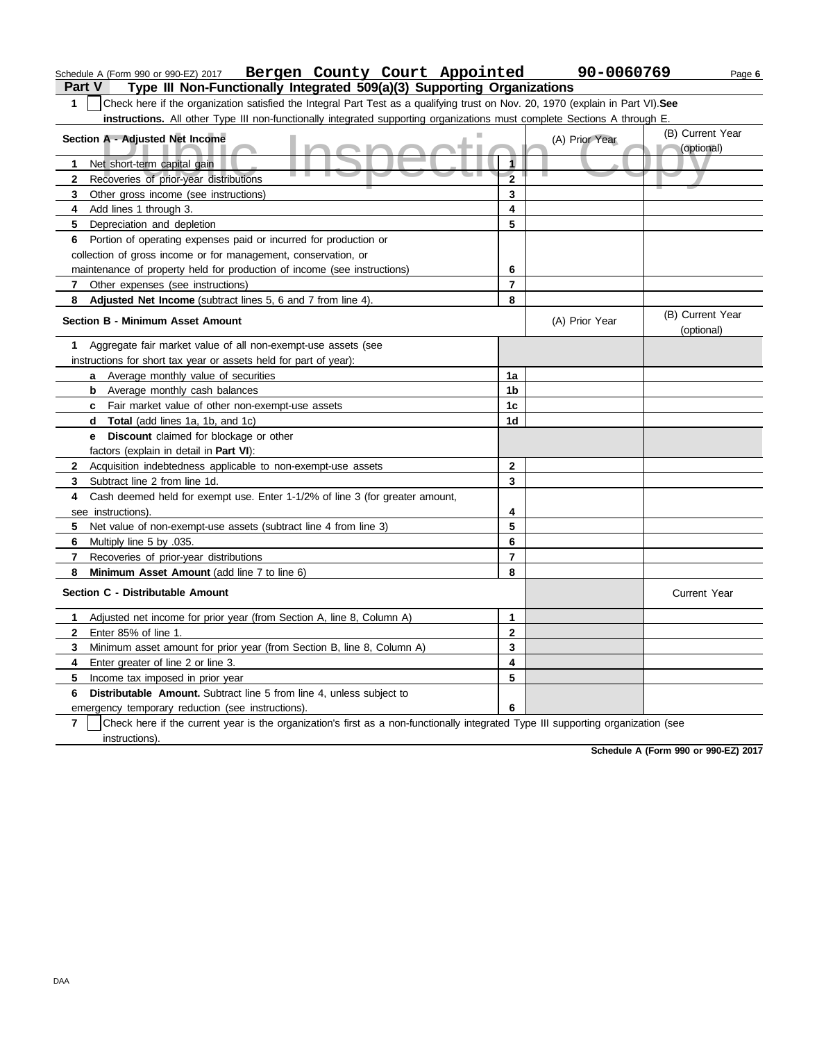Schedule A (Form 990 or 990-EZ) 2017 **Bergen County Court Appointed** **90-0060769**

## Part V Type III Non-Functionally Integrated 509(a)(3) Supporting Organizations

**1** ☐ Check here if the organization satisfied the Integral Part Test as a qualifying trust on Nov. 20, 1970 (explain in Part VI). **See instructions.** All other Type III non-functionally integrated supporting organizations must complete Sections A through E.

| **Section A - Adjusted Net Income** | | (A) Prior Year | (B) Current Year (optional) |
|---|---|---|---|
| **1** Net short-term capital gain | 1 | | |
| **2** Recoveries of prior-year distributions | 2 | | |
| **3** Other gross income (see instructions) | 3 | | |
| **4** Add lines 1 through 3. | 4 | | |
| **5** Depreciation and depletion | 5 | | |
| **6** Portion of operating expenses paid or incurred for production or collection of gross income or for management, conservation, or maintenance of property held for production of income (see instructions) | 6 | | |
| **7** Other expenses (see instructions) | 7 | | |
| **8** **Adjusted Net Income** (subtract lines 5, 6 and 7 from line 4). | 8 | | |

| **Section B - Minimum Asset Amount** | | (A) Prior Year | (B) Current Year (optional) |
|---|---|---|---|
| **1** Aggregate fair market value of all non-exempt-use assets (see instructions for short tax year or assets held for part of year): | | | |
| **a** Average monthly value of securities | 1a | | |
| **b** Average monthly cash balances | 1b | | |
| **c** Fair market value of other non-exempt-use assets | 1c | | |
| **d** **Total** (add lines 1a, 1b, and 1c) | 1d | | |
| **e** **Discount** claimed for blockage or other factors (explain in detail in **Part VI**): | | | |
| **2** Acquisition indebtedness applicable to non-exempt-use assets | 2 | | |
| **3** Subtract line 2 from line 1d. | 3 | | |
| **4** Cash deemed held for exempt use. Enter 1-1/2% of line 3 (for greater amount, see instructions). | 4 | | |
| **5** Net value of non-exempt-use assets (subtract line 4 from line 3) | 5 | | |
| **6** Multiply line 5 by .035. | 6 | | |
| **7** Recoveries of prior-year distributions | 7 | | |
| **8** **Minimum Asset Amount** (add line 7 to line 6) | 8 | | |

| **Section C - Distributable Amount** | | | Current Year |
|---|---|---|---|
| **1** Adjusted net income for prior year (from Section A, line 8, Column A) | 1 | | |
| **2** Enter 85% of line 1. | 2 | | |
| **3** Minimum asset amount for prior year (from Section B, line 8, Column A) | 3 | | |
| **4** Enter greater of line 2 or line 3. | 4 | | |
| **5** Income tax imposed in prior year | 5 | | |
| **6** **Distributable Amount.** Subtract line 5 from line 4, unless subject to emergency temporary reduction (see instructions). | 6 | | |

**7** ☐ Check here if the current year is the organization's first as a non-functionally integrated Type III supporting organization (see instructions).

**Schedule A (Form 990 or 990-EZ) 2017**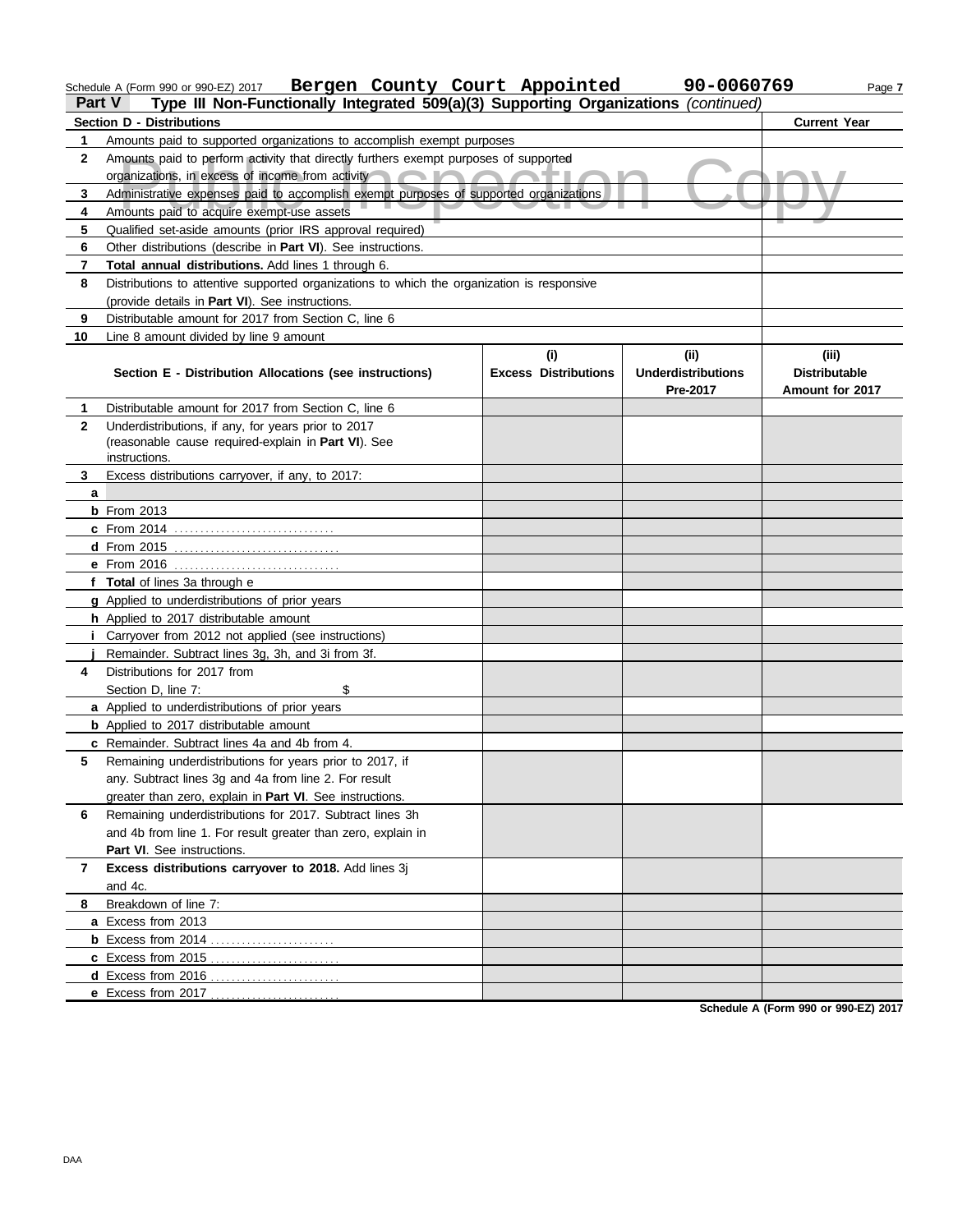Schedule A (Form 990 or 990-EZ) 2017 **Bergen County Court Appointed** **90-0060769** Page **7**

**Part V** **Type III Non-Functionally Integrated 509(a)(3) Supporting Organizations** *(continued)*

| **Section D - Distributions** | | **Current Year** |
|---|---|---|
| **1** | Amounts paid to supported organizations to accomplish exempt purposes | |
| **2** | Amounts paid to perform activity that directly furthers exempt purposes of supported organizations, in excess of income from activity | |
| **3** | Administrative expenses paid to accomplish exempt purposes of supported organizations | |
| **4** | Amounts paid to acquire exempt-use assets | |
| **5** | Qualified set-aside amounts (prior IRS approval required) | |
| **6** | Other distributions (describe in **Part VI**). See instructions. | |
| **7** | **Total annual distributions.** Add lines 1 through 6. | |
| **8** | Distributions to attentive supported organizations to which the organization is responsive (provide details in **Part VI**). See instructions. | |
| **9** | Distributable amount for 2017 from Section C, line 6 | |
| **10** | Line 8 amount divided by line 9 amount | |

| | **Section E - Distribution Allocations (see instructions)** | **(i) Excess Distributions** | **(ii) Underdistributions Pre-2017** | **(iii) Distributable Amount for 2017** |
|---|---|---|---|---|
| **1** | Distributable amount for 2017 from Section C, line 6 | | | |
| **2** | Underdistributions, if any, for years prior to 2017 (reasonable cause required-explain in **Part VI**). See instructions. | | | |
| **3** | Excess distributions carryover, if any, to 2017: | | | |
| **a** | | | | |
| **b** | From 2013 | | | |
| **c** | From 2014 | | | |
| **d** | From 2015 | | | |
| **e** | From 2016 | | | |
| **f** | **Total** of lines 3a through e | | | |
| **g** | Applied to underdistributions of prior years | | | |
| **h** | Applied to 2017 distributable amount | | | |
| **i** | Carryover from 2012 not applied (see instructions) | | | |
| **j** | Remainder. Subtract lines 3g, 3h, and 3i from 3f. | | | |
| **4** | Distributions for 2017 from Section D, line 7: $ | | | |
| **a** | Applied to underdistributions of prior years | | | |
| **b** | Applied to 2017 distributable amount | | | |
| **c** | Remainder. Subtract lines 4a and 4b from 4. | | | |
| **5** | Remaining underdistributions for years prior to 2017, if any. Subtract lines 3g and 4a from line 2. For result greater than zero, explain in **Part VI**. See instructions. | | | |
| **6** | Remaining underdistributions for 2017. Subtract lines 3h and 4b from line 1. For result greater than zero, explain in **Part VI**. See instructions. | | | |
| **7** | **Excess distributions carryover to 2018.** Add lines 3j and 4c. | | | |
| **8** | Breakdown of line 7: | | | |
| **a** | Excess from 2013 | | | |
| **b** | Excess from 2014 | | | |
| **c** | Excess from 2015 | | | |
| **d** | Excess from 2016 | | | |
| **e** | Excess from 2017 | | | |

**Schedule A (Form 990 or 990-EZ) 2017**

DAA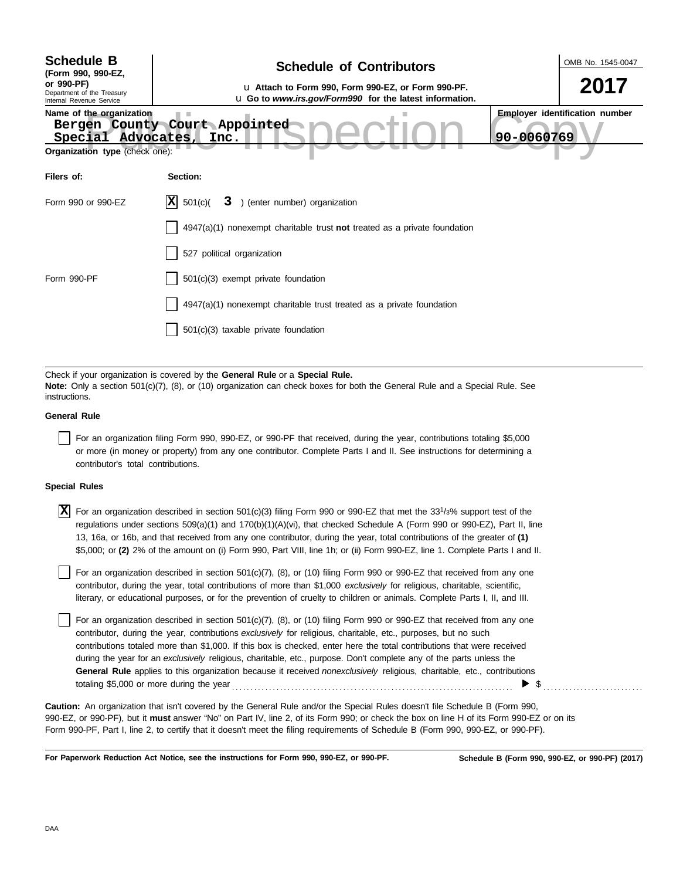**Schedule B**
**(Form 990, 990-EZ, or 990-PF)**
Department of the Treasury
Internal Revenue Service

## Schedule of Contributors

u **Attach to Form 990, Form 990-EZ, or Form 990-PF.**
u **Go to *www.irs.gov/Form990* for the latest information.**

OMB No. 1545-0047

**2017**

**Name of the organization**
Bergen County Court Appointed
Special Advocates, Inc.

**Employer identification number**
90-0060769

**Organization type** (check one):

| **Filers of:** | **Section:** |
|---|---|
| Form 990 or 990-EZ | [X] 501(c)( 3 ) (enter number) organization |
| | [ ] 4947(a)(1) nonexempt charitable trust **not** treated as a private foundation |
| | [ ] 527 political organization |
| Form 990-PF | [ ] 501(c)(3) exempt private foundation |
| | [ ] 4947(a)(1) nonexempt charitable trust treated as a private foundation |
| | [ ] 501(c)(3) taxable private foundation |

Check if your organization is covered by the **General Rule** or a **Special Rule.**
**Note:** Only a section 501(c)(7), (8), or (10) organization can check boxes for both the General Rule and a Special Rule. See instructions.

**General Rule**

[ ] For an organization filing Form 990, 990-EZ, or 990-PF that received, during the year, contributions totaling $5,000 or more (in money or property) from any one contributor. Complete Parts I and II. See instructions for determining a contributor's total contributions.

**Special Rules**

[X] For an organization described in section 501(c)(3) filing Form 990 or 990-EZ that met the $33^1/_3$% support test of the regulations under sections 509(a)(1) and 170(b)(1)(A)(vi), that checked Schedule A (Form 990 or 990-EZ), Part II, line 13, 16a, or 16b, and that received from any one contributor, during the year, total contributions of the greater of **(1)** $5,000; or **(2)** 2% of the amount on (i) Form 990, Part VIII, line 1h; or (ii) Form 990-EZ, line 1. Complete Parts I and II.

[ ] For an organization described in section 501(c)(7), (8), or (10) filing Form 990 or 990-EZ that received from any one contributor, during the year, total contributions of more than $1,000 *exclusively* for religious, charitable, scientific, literary, or educational purposes, or for the prevention of cruelty to children or animals. Complete Parts I, II, and III.

[ ] For an organization described in section 501(c)(7), (8), or (10) filing Form 990 or 990-EZ that received from any one contributor, during the year, contributions *exclusively* for religious, charitable, etc., purposes, but no such contributions totaled more than $1,000. If this box is checked, enter here the total contributions that were received during the year for an *exclusively* religious, charitable, etc., purpose. Don't complete any of the parts unless the **General Rule** applies to this organization because it received *nonexclusively* religious, charitable, etc., contributions totaling $5,000 or more during the year . . . . . . . . . . . . . . . . . . . . . . . . . . . . . . . . . . . . ▶ $ . . . . . . . . . . . . . . . . .

**Caution:** An organization that isn't covered by the General Rule and/or the Special Rules doesn't file Schedule B (Form 990, 990-EZ, or 990-PF), but it **must** answer "No" on Part IV, line 2, of its Form 990; or check the box on line H of its Form 990-EZ or on its Form 990-PF, Part I, line 2, to certify that it doesn't meet the filing requirements of Schedule B (Form 990, 990-EZ, or 990-PF).

**For Paperwork Reduction Act Notice, see the instructions for Form 990, 990-EZ, or 990-PF.** **Schedule B (Form 990, 990-EZ, or 990-PF) (2017)**

DAA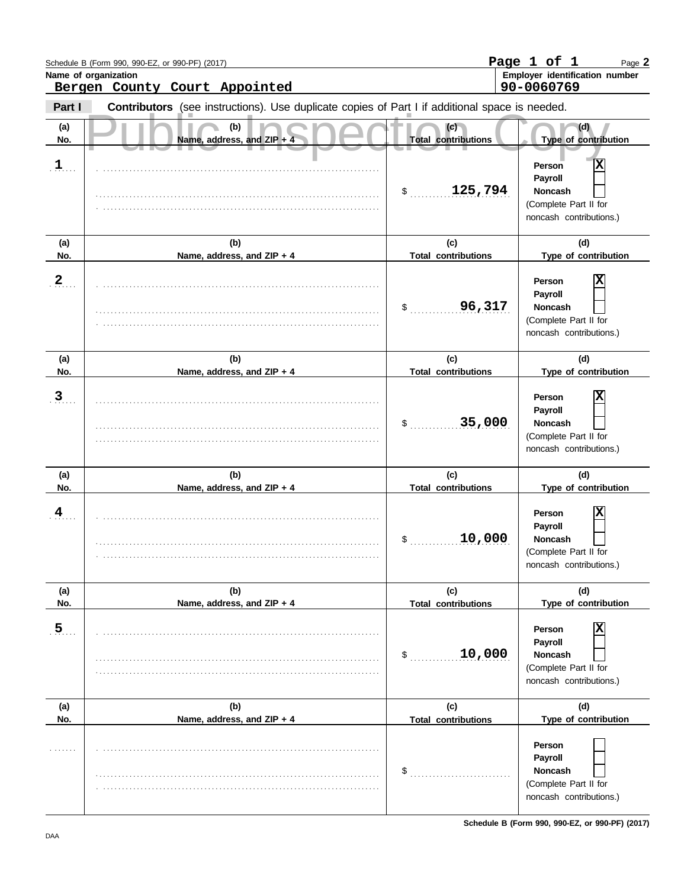Schedule B (Form 990, 990-EZ, or 990-PF) (2017)

Page 2

**Name of organization**
Bergen County Court Appointed

**Employer identification number**
90-0060769

**Part I** **Contributors** (see instructions). Use duplicate copies of Part I if additional space is needed.

Public Inspection Copy

| (a) No. | (b) Name, address, and ZIP + 4 | (c) Total contributions | (d) Type of contribution |
|---|---|---|---|
| 1 | | $ 125,794 | Person [X] Payroll [ ] Noncash [ ] (Complete Part II for noncash contributions.) |
| 2 | | $ 96,317 | Person [X] Payroll [ ] Noncash [ ] (Complete Part II for noncash contributions.) |
| 3 | | $ 35,000 | Person [X] Payroll [ ] Noncash [ ] (Complete Part II for noncash contributions.) |
| 4 | | $ 10,000 | Person [X] Payroll [ ] Noncash [ ] (Complete Part II for noncash contributions.) |
| 5 | | $ 10,000 | Person [X] Payroll [ ] Noncash [ ] (Complete Part II for noncash contributions.) |
| | | $ | Person [ ] Payroll [ ] Noncash [ ] (Complete Part II for noncash contributions.) |

DAA

**Schedule B (Form 990, 990-EZ, or 990-PF) (2017)**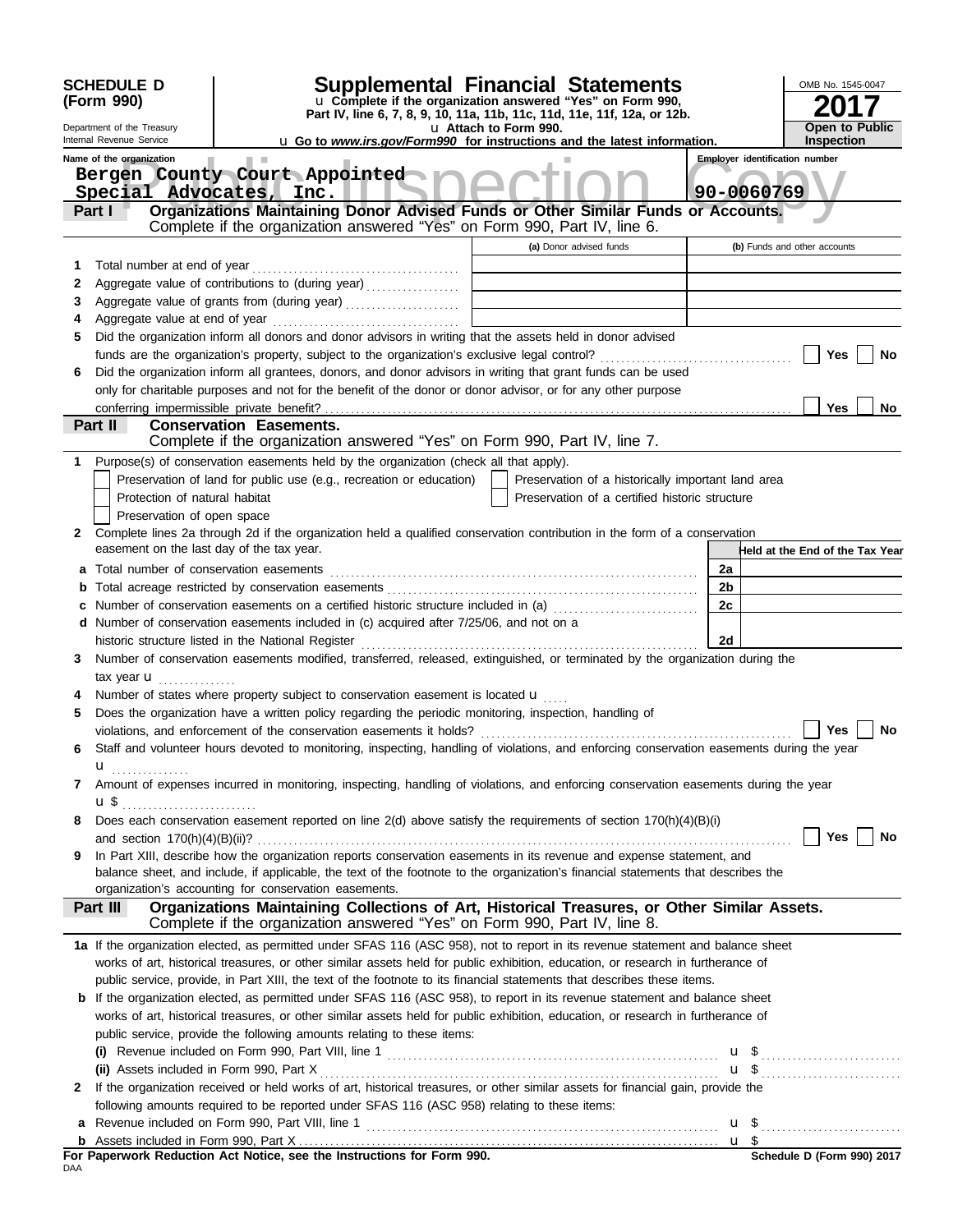**SCHEDULE D (Form 990)**

Department of the Treasury
Internal Revenue Service

# Supplemental Financial Statements

u Complete if the organization answered "Yes" on Form 990, Part IV, line 6, 7, 8, 9, 10, 11a, 11b, 11c, 11d, 11e, 11f, 12a, or 12b.
u Attach to Form 990.
u Go to *www.irs.gov/Form990* for instructions and the latest information.

OMB No. 1545-0047
**2017**
**Open to Public Inspection**

Name of the organization: Bergen County Court Appointed Special Advocates, Inc.
Employer identification number: 90-0060769

## Part I — Organizations Maintaining Donor Advised Funds or Other Similar Funds or Accounts.

Complete if the organization answered "Yes" on Form 990, Part IV, line 6.

| | | (a) Donor advised funds | (b) Funds and other accounts |
|---|---|---|---|
| 1 | Total number at end of year | | |
| 2 | Aggregate value of contributions to (during year) | | |
| 3 | Aggregate value of grants from (during year) | | |
| 4 | Aggregate value at end of year | | |

5 Did the organization inform all donors and donor advisors in writing that the assets held in donor advised funds are the organization's property, subject to the organization's exclusive legal control? ☐ Yes ☐ No

6 Did the organization inform all grantees, donors, and donor advisors in writing that grant funds can be used only for charitable purposes and not for the benefit of the donor or donor advisor, or for any other purpose conferring impermissible private benefit? ☐ Yes ☐ No

## Part II — Conservation Easements.

Complete if the organization answered "Yes" on Form 990, Part IV, line 7.

1 Purpose(s) of conservation easements held by the organization (check all that apply).
- ☐ Preservation of land for public use (e.g., recreation or education)
- ☐ Protection of natural habitat
- ☐ Preservation of open space
- ☐ Preservation of a historically important land area
- ☐ Preservation of a certified historic structure

2 Complete lines 2a through 2d if the organization held a qualified conservation contribution in the form of a conservation easement on the last day of the tax year.

| | | | Held at the End of the Tax Year |
|---|---|---|---|
| a | Total number of conservation easements | 2a | |
| b | Total acreage restricted by conservation easements | 2b | |
| c | Number of conservation easements on a certified historic structure included in (a) | 2c | |
| d | Number of conservation easements included in (c) acquired after 7/25/06, and not on a historic structure listed in the National Register | 2d | |

3 Number of conservation easements modified, transferred, released, extinguished, or terminated by the organization during the tax year u

4 Number of states where property subject to conservation easement is located u

5 Does the organization have a written policy regarding the periodic monitoring, inspection, handling of violations, and enforcement of the conservation easements it holds? ☐ Yes ☐ No

6 Staff and volunteer hours devoted to monitoring, inspecting, handling of violations, and enforcing conservation easements during the year u

7 Amount of expenses incurred in monitoring, inspecting, handling of violations, and enforcing conservation easements during the year u $

8 Does each conservation easement reported on line 2(d) above satisfy the requirements of section 170(h)(4)(B)(i) and section 170(h)(4)(B)(ii)? ☐ Yes ☐ No

9 In Part XIII, describe how the organization reports conservation easements in its revenue and expense statement, and balance sheet, and include, if applicable, the text of the footnote to the organization's financial statements that describes the organization's accounting for conservation easements.

## Part III — Organizations Maintaining Collections of Art, Historical Treasures, or Other Similar Assets.

Complete if the organization answered "Yes" on Form 990, Part IV, line 8.

1a If the organization elected, as permitted under SFAS 116 (ASC 958), not to report in its revenue statement and balance sheet works of art, historical treasures, or other similar assets held for public exhibition, education, or research in furtherance of public service, provide, in Part XIII, the text of the footnote to its financial statements that describes these items.

b If the organization elected, as permitted under SFAS 116 (ASC 958), to report in its revenue statement and balance sheet works of art, historical treasures, or other similar assets held for public exhibition, education, or research in furtherance of public service, provide the following amounts relating to these items:

(i) Revenue included on Form 990, Part VIII, line 1 u $

(ii) Assets included in Form 990, Part X u $

2 If the organization received or held works of art, historical treasures, or other similar assets for financial gain, provide the following amounts required to be reported under SFAS 116 (ASC 958) relating to these items:

a Revenue included on Form 990, Part VIII, line 1 u $

b Assets included in Form 990, Part X u $

For Paperwork Reduction Act Notice, see the Instructions for Form 990.
Schedule D (Form 990) 2017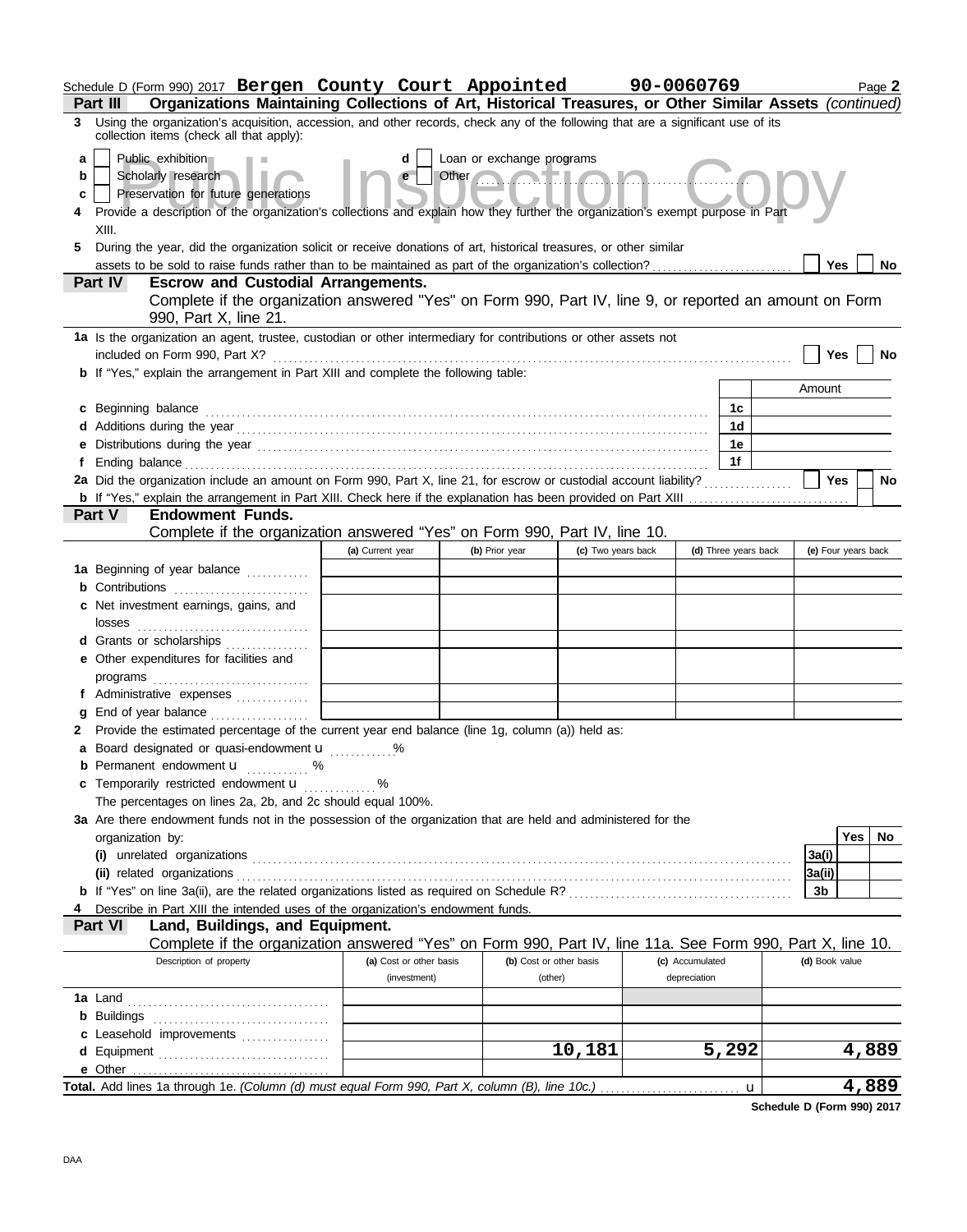Schedule D (Form 990) 2017 **Bergen County Court Appointed** **90-0060769** Page **2**

**Part III Organizations Maintaining Collections of Art, Historical Treasures, or Other Similar Assets** *(continued)*

3 Using the organization's acquisition, accession, and other records, check any of the following that are a significant use of its collection items (check all that apply):

a [ ] Public exhibition
b [ ] Scholarly research
c [ ] Preservation for future generations
d [ ] Loan or exchange programs
e [ ] Other ..................................................

4 Provide a description of the organization's collections and explain how they further the organization's exempt purpose in Part XIII.

5 During the year, did the organization solicit or receive donations of art, historical treasures, or other similar assets to be sold to raise funds rather than to be maintained as part of the organization's collection? .......... [ ] Yes [ ] No

**Part IV Escrow and Custodial Arrangements.**

Complete if the organization answered "Yes" on Form 990, Part IV, line 9, or reported an amount on Form 990, Part X, line 21.

1a Is the organization an agent, trustee, custodian or other intermediary for contributions or other assets not included on Form 990, Part X? .......... [ ] Yes [ ] No

b If "Yes," explain the arrangement in Part XIII and complete the following table:

| | | Amount |
|---|---|---|
| c Beginning balance | 1c | |
| d Additions during the year | 1d | |
| e Distributions during the year | 1e | |
| f Ending balance | 1f | |

2a Did the organization include an amount on Form 990, Part X, line 21, for escrow or custodial account liability? .......... [ ] Yes [ ] No

b If "Yes," explain the arrangement in Part XIII. Check here if the explanation has been provided on Part XIII .......... [ ]

**Part V Endowment Funds.**

Complete if the organization answered "Yes" on Form 990, Part IV, line 10.

| | (a) Current year | (b) Prior year | (c) Two years back | (d) Three years back | (e) Four years back |
|---|---|---|---|---|---|
| 1a Beginning of year balance | | | | | |
| b Contributions | | | | | |
| c Net investment earnings, gains, and losses | | | | | |
| d Grants or scholarships | | | | | |
| e Other expenditures for facilities and programs | | | | | |
| f Administrative expenses | | | | | |
| g End of year balance | | | | | |

2 Provide the estimated percentage of the current year end balance (line 1g, column (a)) held as:

a Board designated or quasi-endowment u ............%
b Permanent endowment u ............ %
c Temporarily restricted endowment u ............ %

The percentages on lines 2a, 2b, and 2c should equal 100%.

3a Are there endowment funds not in the possession of the organization that are held and administered for the organization by:

| | | Yes | No |
|---|---|---|---|
| (i) unrelated organizations | 3a(i) | | |
| (ii) related organizations | 3a(ii) | | |
| b If "Yes" on line 3a(ii), are the related organizations listed as required on Schedule R? | 3b | | |

4 Describe in Part XIII the intended uses of the organization's endowment funds.

**Part VI Land, Buildings, and Equipment.**

Complete if the organization answered "Yes" on Form 990, Part IV, line 11a. See Form 990, Part X, line 10.

| Description of property | (a) Cost or other basis (investment) | (b) Cost or other basis (other) | (c) Accumulated depreciation | (d) Book value |
|---|---|---|---|---|
| 1a Land | | | | |
| b Buildings | | | | |
| c Leasehold improvements | | | | |
| d Equipment | | 10,181 | 5,292 | 4,889 |
| e Other | | | | |

**Total.** Add lines 1a through 1e. *(Column (d) must equal Form 990, Part X, column (B), line 10c.)* .......... u **4,889**

**Schedule D (Form 990) 2017**

DAA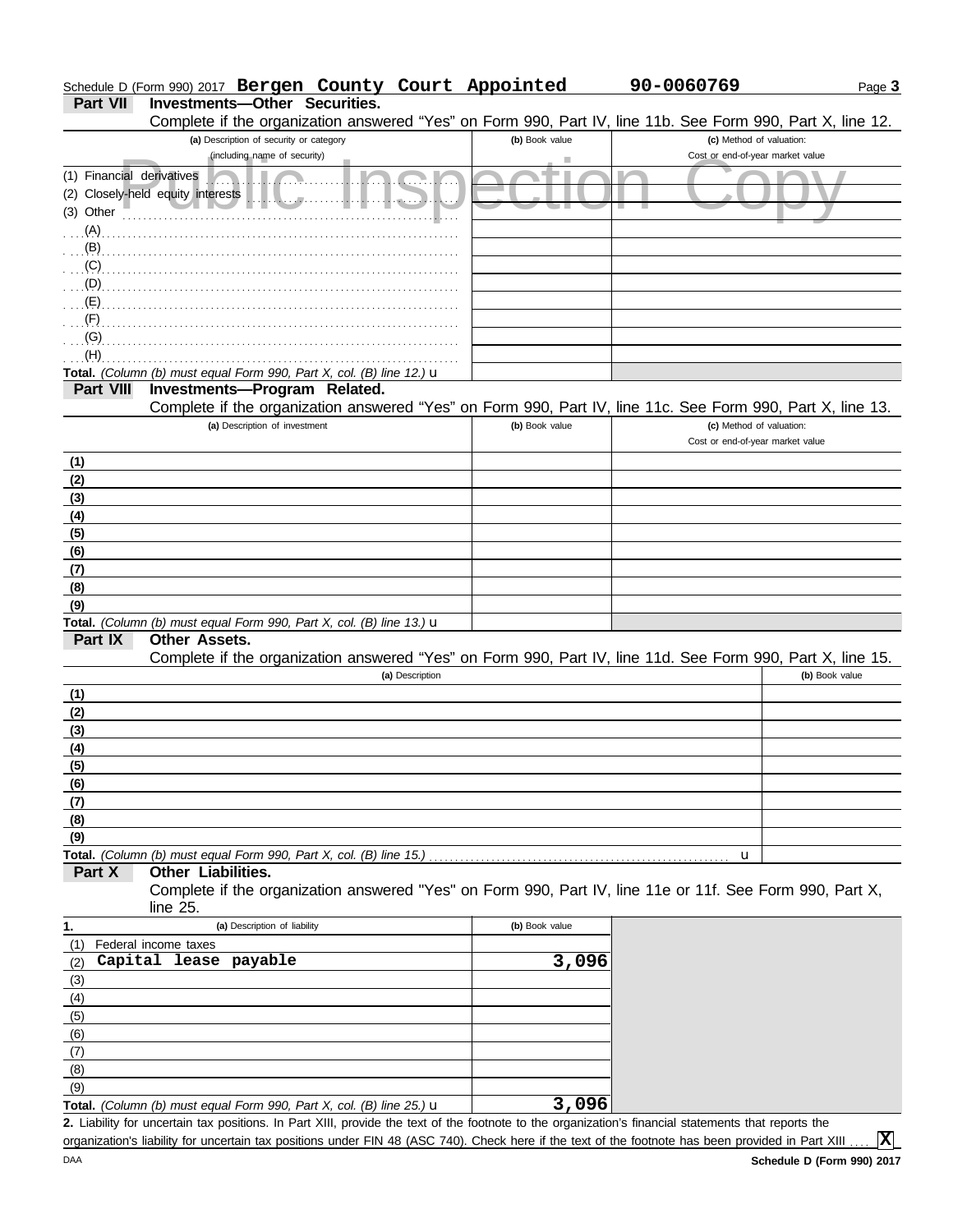Schedule D (Form 990) 2017 **Bergen County Court Appointed** **90-0060769** Page **3**

## Part VII Investments—Other Securities.

Complete if the organization answered "Yes" on Form 990, Part IV, line 11b. See Form 990, Part X, line 12.

| (a) Description of security or category (including name of security) | (b) Book value | (c) Method of valuation: Cost or end-of-year market value |
|---|---|---|
| (1) Financial derivatives | | |
| (2) Closely-held equity interests | | |
| (3) Other | | |
| (A) | | |
| (B) | | |
| (C) | | |
| (D) | | |
| (E) | | |
| (F) | | |
| (G) | | |
| (H) | | |
| **Total.** *(Column (b) must equal Form 990, Part X, col. (B) line 12.)* | | |

## Part VIII Investments—Program Related.

Complete if the organization answered "Yes" on Form 990, Part IV, line 11c. See Form 990, Part X, line 13.

| (a) Description of investment | (b) Book value | (c) Method of valuation: Cost or end-of-year market value |
|---|---|---|
| (1) | | |
| (2) | | |
| (3) | | |
| (4) | | |
| (5) | | |
| (6) | | |
| (7) | | |
| (8) | | |
| (9) | | |
| **Total.** *(Column (b) must equal Form 990, Part X, col. (B) line 13.)* | | |

## Part IX Other Assets.

Complete if the organization answered "Yes" on Form 990, Part IV, line 11d. See Form 990, Part X, line 15.

| (a) Description | (b) Book value |
|---|---|
| (1) | |
| (2) | |
| (3) | |
| (4) | |
| (5) | |
| (6) | |
| (7) | |
| (8) | |
| (9) | |
| **Total.** *(Column (b) must equal Form 990, Part X, col. (B) line 15.)* | |

## Part X Other Liabilities.

Complete if the organization answered "Yes" on Form 990, Part IV, line 11e or 11f. See Form 990, Part X, line 25.

| 1. (a) Description of liability | (b) Book value |
|---|---|
| (1) Federal income taxes | |
| (2) **Capital lease payable** | **3,096** |
| (3) | |
| (4) | |
| (5) | |
| (6) | |
| (7) | |
| (8) | |
| (9) | |
| **Total.** *(Column (b) must equal Form 990, Part X, col. (B) line 25.)* | **3,096** |

**2.** Liability for uncertain tax positions. In Part XIII, provide the text of the footnote to the organization's financial statements that reports the organization's liability for uncertain tax positions under FIN 48 (ASC 740). Check here if the text of the footnote has been provided in Part XIII .... **X**

DAA **Schedule D (Form 990) 2017**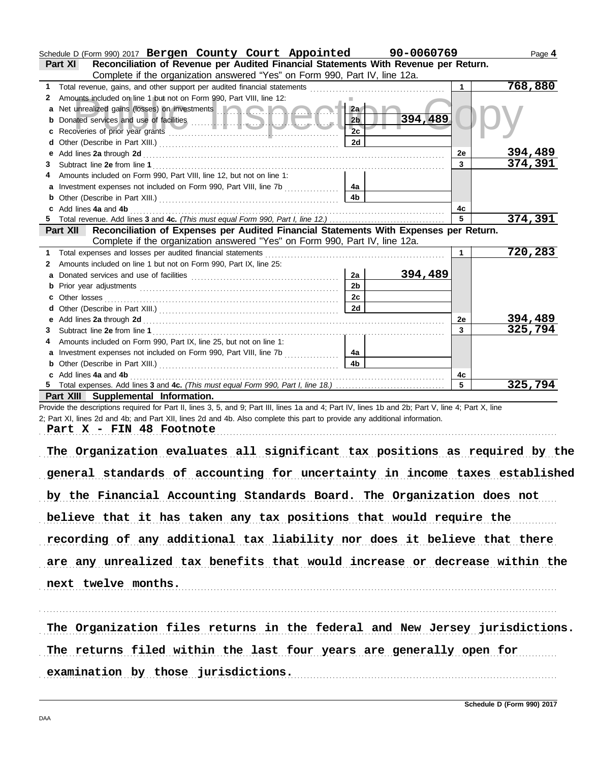Schedule D (Form 990) 2017 **Bergen County Court Appointed** **90-0060769** Page **4**

## Part XI Reconciliation of Revenue per Audited Financial Statements With Revenue per Return.

Complete if the organization answered "Yes" on Form 990, Part IV, line 12a.

| | | | | | |
|---|---|---|---|---|---|
| **1** | Total revenue, gains, and other support per audited financial statements | | | 1 | 768,880 |
| **2** | Amounts included on line 1 but not on Form 990, Part VIII, line 12: | | | | |
| **a** | Net unrealized gains (losses) on investments | 2a | | | |
| **b** | Donated services and use of facilities | 2b | 394,489 | | |
| **c** | Recoveries of prior year grants | 2c | | | |
| **d** | Other (Describe in Part XIII.) | 2d | | | |
| **e** | Add lines **2a** through **2d** | | | 2e | 394,489 |
| **3** | Subtract line **2e** from line **1** | | | 3 | 374,391 |
| **4** | Amounts included on Form 990, Part VIII, line 12, but not on line 1: | | | | |
| **a** | Investment expenses not included on Form 990, Part VIII, line 7b | 4a | | | |
| **b** | Other (Describe in Part XIII.) | 4b | | | |
| **c** | Add lines **4a** and **4b** | | | 4c | |
| **5** | Total revenue. Add lines **3** and **4c.** *(This must equal Form 990, Part I, line 12.)* | | | 5 | 374,391 |

## Part XII Reconciliation of Expenses per Audited Financial Statements With Expenses per Return.

Complete if the organization answered "Yes" on Form 990, Part IV, line 12a.

| | | | | | |
|---|---|---|---|---|---|
| **1** | Total expenses and losses per audited financial statements | | | 1 | 720,283 |
| **2** | Amounts included on line 1 but not on Form 990, Part IX, line 25: | | | | |
| **a** | Donated services and use of facilities | 2a | 394,489 | | |
| **b** | Prior year adjustments | 2b | | | |
| **c** | Other losses | 2c | | | |
| **d** | Other (Describe in Part XIII.) | 2d | | | |
| **e** | Add lines **2a** through **2d** | | | 2e | 394,489 |
| **3** | Subtract line **2e** from line **1** | | | 3 | 325,794 |
| **4** | Amounts included on Form 990, Part IX, line 25, but not on line 1: | | | | |
| **a** | Investment expenses not included on Form 990, Part VIII, line 7b | 4a | | | |
| **b** | Other (Describe in Part XIII.) | 4b | | | |
| **c** | Add lines **4a** and **4b** | | | 4c | |
| **5** | Total expenses. Add lines **3** and **4c.** *(This must equal Form 990, Part I, line 18.)* | | | 5 | 325,794 |

## Part XIII Supplemental Information.

Provide the descriptions required for Part II, lines 3, 5, and 9; Part III, lines 1a and 4; Part IV, lines 1b and 2b; Part V, line 4; Part X, line 2; Part XI, lines 2d and 4b; and Part XII, lines 2d and 4b. Also complete this part to provide any additional information.

**Part X - FIN 48 Footnote**

The Organization evaluates all significant tax positions as required by the general standards of accounting for uncertainty in income taxes established by the Financial Accounting Standards Board. The Organization does not believe that it has taken any tax positions that would require the recording of any additional tax liability nor does it believe that there are any unrealized tax benefits that would increase or decrease within the next twelve months.

The Organization files returns in the federal and New Jersey jurisdictions. The returns filed within the last four years are generally open for examination by those jurisdictions.

**Schedule D (Form 990) 2017**

DAA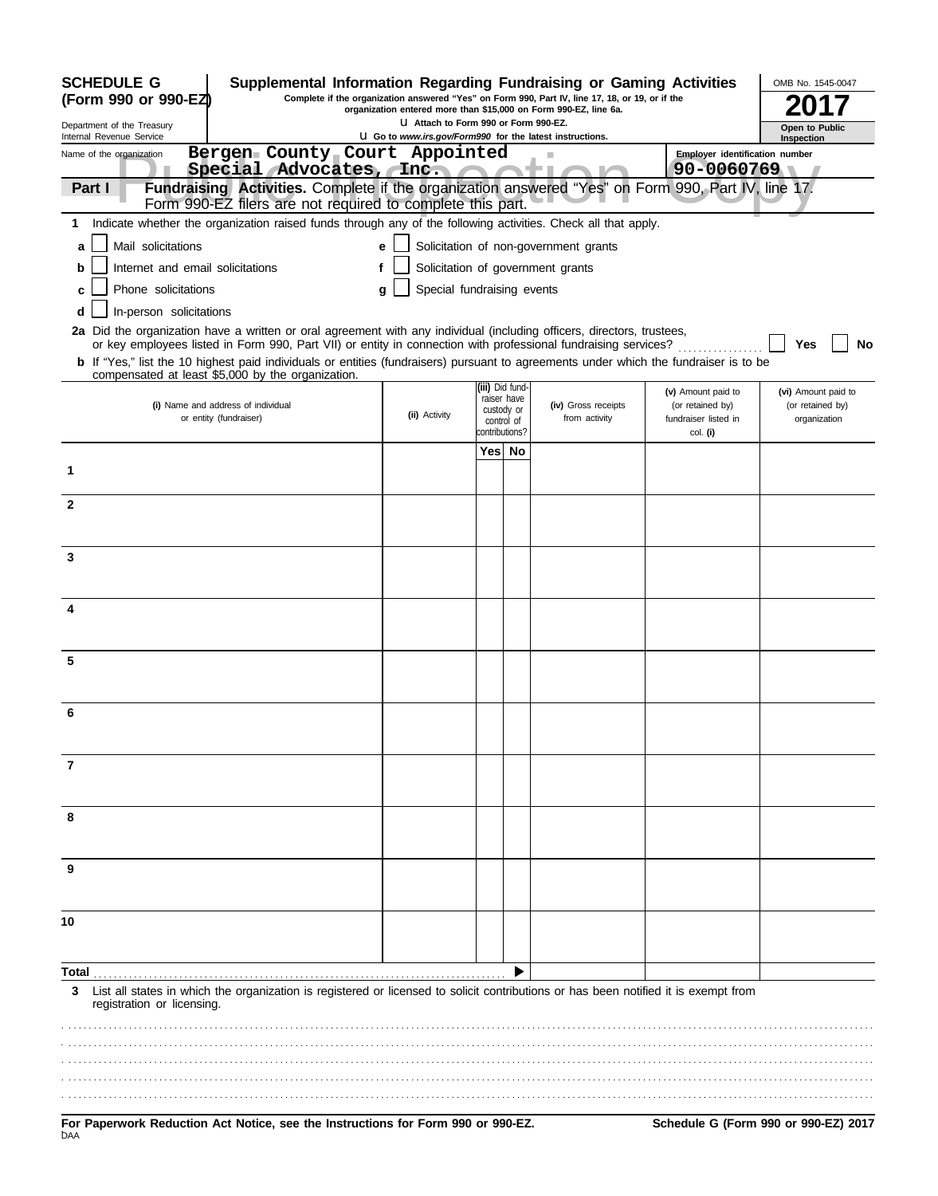**SCHEDULE G (Form 990 or 990-EZ)**

Department of the Treasury
Internal Revenue Service

# Supplemental Information Regarding Fundraising or Gaming Activities

**Complete if the organization answered "Yes" on Form 990, Part IV, line 17, 18, or 19, or if the organization entered more than $15,000 on Form 990-EZ, line 6a.**

**Attach to Form 990 or Form 990-EZ.**

**Go to www.irs.gov/Form990 for the latest instructions.**

OMB No. 1545-0047

**2017**

**Open to Public Inspection**

Name of the organization: Bergen County Court Appointed Special Advocates, Inc.

Employer identification number: 90-0060769

**Part I Fundraising Activities.** Complete if the organization answered "Yes" on Form 990, Part IV, line 17. Form 990-EZ filers are not required to complete this part.

**1** Indicate whether the organization raised funds through any of the following activities. Check all that apply.

- **a** ☐ Mail solicitations
- **b** ☐ Internet and email solicitations
- **c** ☐ Phone solicitations
- **d** ☐ In-person solicitations
- **e** ☐ Solicitation of non-government grants
- **f** ☐ Solicitation of government grants
- **g** ☐ Special fundraising events

**2a** Did the organization have a written or oral agreement with any individual (including officers, directors, trustees, or key employees listed in Form 990, Part VII) or entity in connection with professional fundraising services? ☐ Yes ☐ No

**b** If "Yes," list the 10 highest paid individuals or entities (fundraisers) pursuant to agreements under which the fundraiser is to be compensated at least $5,000 by the organization.

| | (i) Name and address of individual or entity (fundraiser) | (ii) Activity | (iii) Did fund-raiser have custody or control of contributions? Yes | No | (iv) Gross receipts from activity | (v) Amount paid to (or retained by) fundraiser listed in col. (i) | (vi) Amount paid to (or retained by) organization |
|---|---|---|---|---|---|---|---|
| 1 | | | | | | | |
| 2 | | | | | | | |
| 3 | | | | | | | |
| 4 | | | | | | | |
| 5 | | | | | | | |
| 6 | | | | | | | |
| 7 | | | | | | | |
| 8 | | | | | | | |
| 9 | | | | | | | |
| 10 | | | | | | | |
| **Total** | | | | | | | |

**3** List all states in which the organization is registered or licensed to solicit contributions or has been notified it is exempt from registration or licensing.

**For Paperwork Reduction Act Notice, see the Instructions for Form 990 or 990-EZ.**

**Schedule G (Form 990 or 990-EZ) 2017**

DAA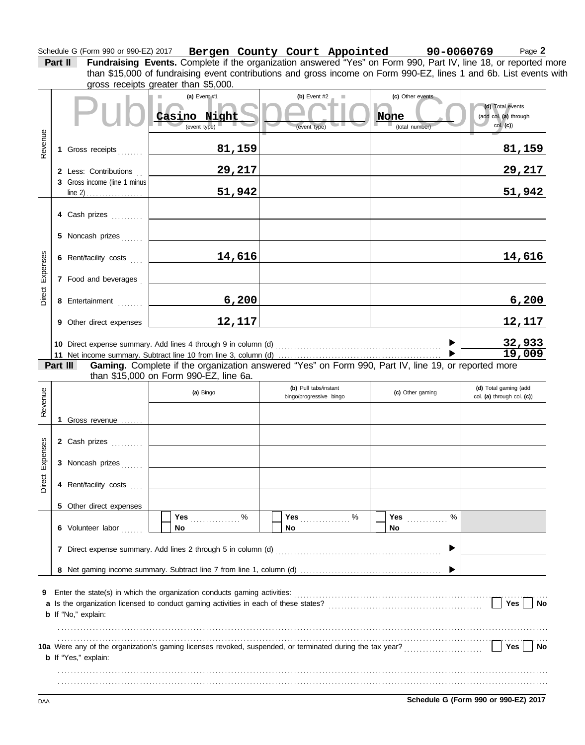Schedule G (Form 990 or 990-EZ) 2017 **Bergen County Court Appointed** **90-0060769** Page **2**

**Part II** **Fundraising Events.** Complete if the organization answered "Yes" on Form 990, Part IV, line 18, or reported more than $15,000 of fundraising event contributions and gross income on Form 990-EZ, lines 1 and 6b. List events with gross receipts greater than $5,000.

Public Inspection Copy

| | | (a) Event #1 | (b) Event #2 | (c) Other events | (d) Total events (add col. (a) through col. (c)) |
|---|---|---|---|---|---|
| | | Casino Night (event type) | (event type) | None (total number) | |
| Revenue | 1 Gross receipts | 81,159 | | | 81,159 |
| | 2 Less: Contributions | 29,217 | | | 29,217 |
| | 3 Gross income (line 1 minus line 2) | 51,942 | | | 51,942 |
| Direct Expenses | 4 Cash prizes | | | | |
| | 5 Noncash prizes | | | | |
| | 6 Rent/facility costs | 14,616 | | | 14,616 |
| | 7 Food and beverages | | | | |
| | 8 Entertainment | 6,200 | | | 6,200 |
| | 9 Other direct expenses | 12,117 | | | 12,117 |
| | 10 Direct expense summary. Add lines 4 through 9 in column (d) | | | ▶ | 32,933 |
| | 11 Net income summary. Subtract line 10 from line 3, column (d) | | | ▶ | 19,009 |

**Part III** **Gaming.** Complete if the organization answered "Yes" on Form 990, Part IV, line 19, or reported more than $15,000 on Form 990-EZ, line 6a.

| | | (a) Bingo | (b) Pull tabs/instant bingo/progressive bingo | (c) Other gaming | (d) Total gaming (add col. (a) through col. (c)) |
|---|---|---|---|---|---|
| Revenue | 1 Gross revenue | | | | |
| Direct Expenses | 2 Cash prizes | | | | |
| | 3 Noncash prizes | | | | |
| | 4 Rent/facility costs | | | | |
| | 5 Other direct expenses | | | | |
| | 6 Volunteer labor | ☐ Yes ____ % ☐ No | ☐ Yes ____ % ☐ No | ☐ Yes ____ % ☐ No | |
| | 7 Direct expense summary. Add lines 2 through 5 in column (d) | | | ▶ | |
| | 8 Net gaming income summary. Subtract line 7 from line 1, column (d) | | | ▶ | |

**9** Enter the state(s) in which the organization conducts gaming activities: ..........

**a** Is the organization licensed to conduct gaming activities in each of these states? ☐ Yes ☐ No

**b** If "No," explain:

..........

**10a** Were any of the organization's gaming licenses revoked, suspended, or terminated during the tax year? ☐ Yes ☐ No

**b** If "Yes," explain:

..........

DAA **Schedule G (Form 990 or 990-EZ) 2017**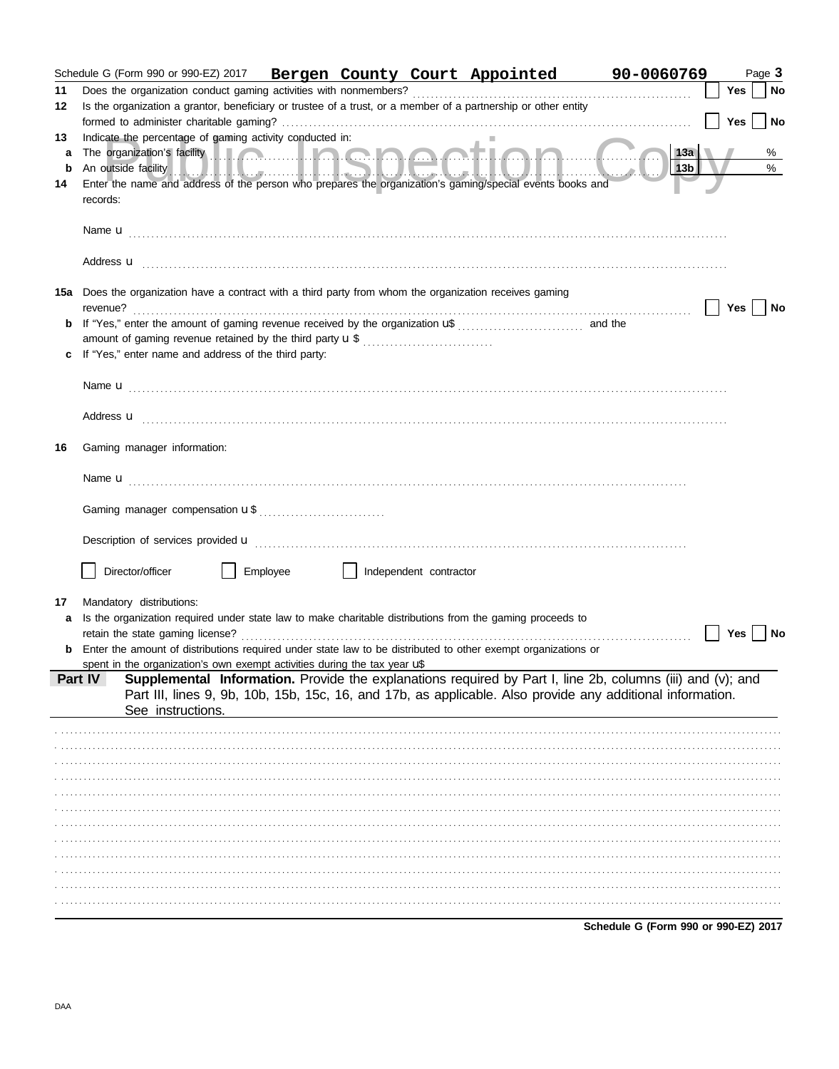Schedule G (Form 990 or 990-EZ) 2017 **Bergen County Court Appointed** **90-0060769** Page **3**

Public Inspection Copy

**11** Does the organization conduct gaming activities with nonmembers? ☐ **Yes** ☐ **No**

**12** Is the organization a grantor, beneficiary or trustee of a trust, or a member of a partnership or other entity formed to administer charitable gaming? ☐ **Yes** ☐ **No**

**13** Indicate the percentage of gaming activity conducted in:

**a** The organization's facility **13a** %

**b** An outside facility **13b** %

**14** Enter the name and address of the person who prepares the organization's gaming/special events books and records:

Name u

Address u

**15a** Does the organization have a contract with a third party from whom the organization receives gaming revenue? ☐ **Yes** ☐ **No**

**b** If "Yes," enter the amount of gaming revenue received by the organization u$ and the amount of gaming revenue retained by the third party u $

**c** If "Yes," enter name and address of the third party:

Name u

Address u

**16** Gaming manager information:

Name u

Gaming manager compensation u $

Description of services provided u

☐ Director/officer ☐ Employee ☐ Independent contractor

**17** Mandatory distributions:

**a** Is the organization required under state law to make charitable distributions from the gaming proceeds to retain the state gaming license? ☐ **Yes** ☐ **No**

**b** Enter the amount of distributions required under state law to be distributed to other exempt organizations or spent in the organization's own exempt activities during the tax year u$

**Part IV** **Supplemental Information.** Provide the explanations required by Part I, line 2b, columns (iii) and (v); and Part III, lines 9, 9b, 10b, 15b, 15c, 16, and 17b, as applicable. Also provide any additional information. See instructions.

**Schedule G (Form 990 or 990-EZ) 2017**

DAA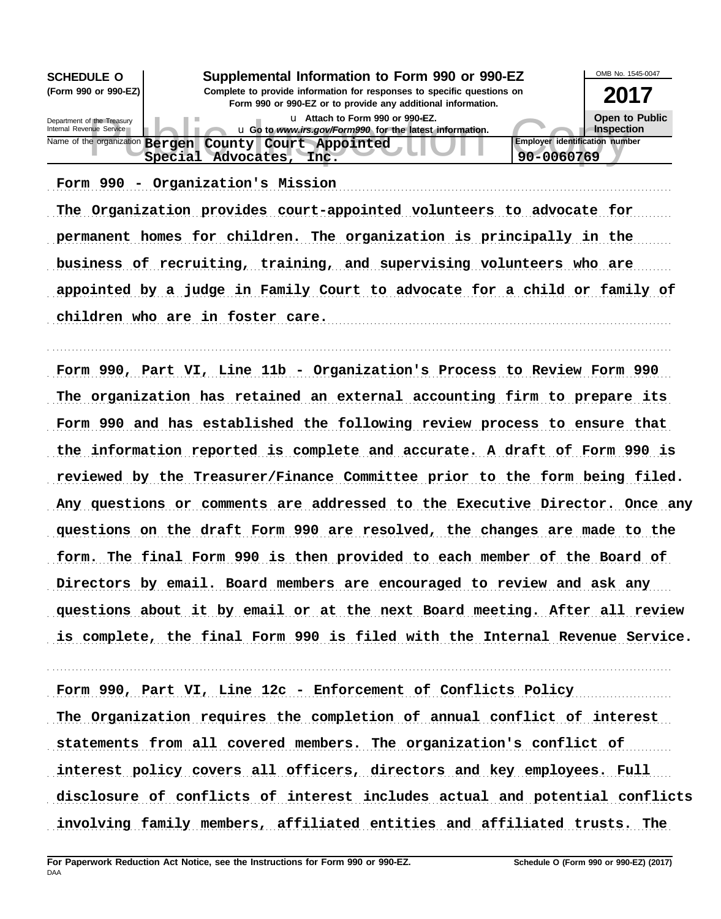**SCHEDULE O**
**(Form 990 or 990-EZ)**

Department of the Treasury
Internal Revenue Service

# Supplemental Information to Form 990 or 990-EZ

**Complete to provide information for responses to specific questions on Form 990 or 990-EZ or to provide any additional information.**

u Attach to Form 990 or 990-EZ.
u Go to *www.irs.gov/Form990* for the latest information.

OMB No. 1545-0047

**2017**

**Open to Public Inspection**

| Name of the organization | Employer identification number |
|---|---|
| Bergen County Court Appointed Special Advocates, Inc. | 90-0060769 |

Form 990 - Organization's Mission

The Organization provides court-appointed volunteers to advocate for permanent homes for children. The organization is principally in the business of recruiting, training, and supervising volunteers who are appointed by a judge in Family Court to advocate for a child or family of children who are in foster care.

Form 990, Part VI, Line 11b - Organization's Process to Review Form 990

The organization has retained an external accounting firm to prepare its Form 990 and has established the following review process to ensure that the information reported is complete and accurate. A draft of Form 990 is reviewed by the Treasurer/Finance Committee prior to the form being filed. Any questions or comments are addressed to the Executive Director. Once any questions on the draft Form 990 are resolved, the changes are made to the form. The final Form 990 is then provided to each member of the Board of Directors by email. Board members are encouraged to review and ask any questions about it by email or at the next Board meeting. After all review is complete, the final Form 990 is filed with the Internal Revenue Service.

Form 990, Part VI, Line 12c - Enforcement of Conflicts Policy

The Organization requires the completion of annual conflict of interest statements from all covered members. The organization's conflict of interest policy covers all officers, directors and key employees. Full disclosure of conflicts of interest includes actual and potential conflicts involving family members, affiliated entities and affiliated trusts. The

**For Paperwork Reduction Act Notice, see the Instructions for Form 990 or 990-EZ.** **Schedule O (Form 990 or 990-EZ) (2017)**

DAA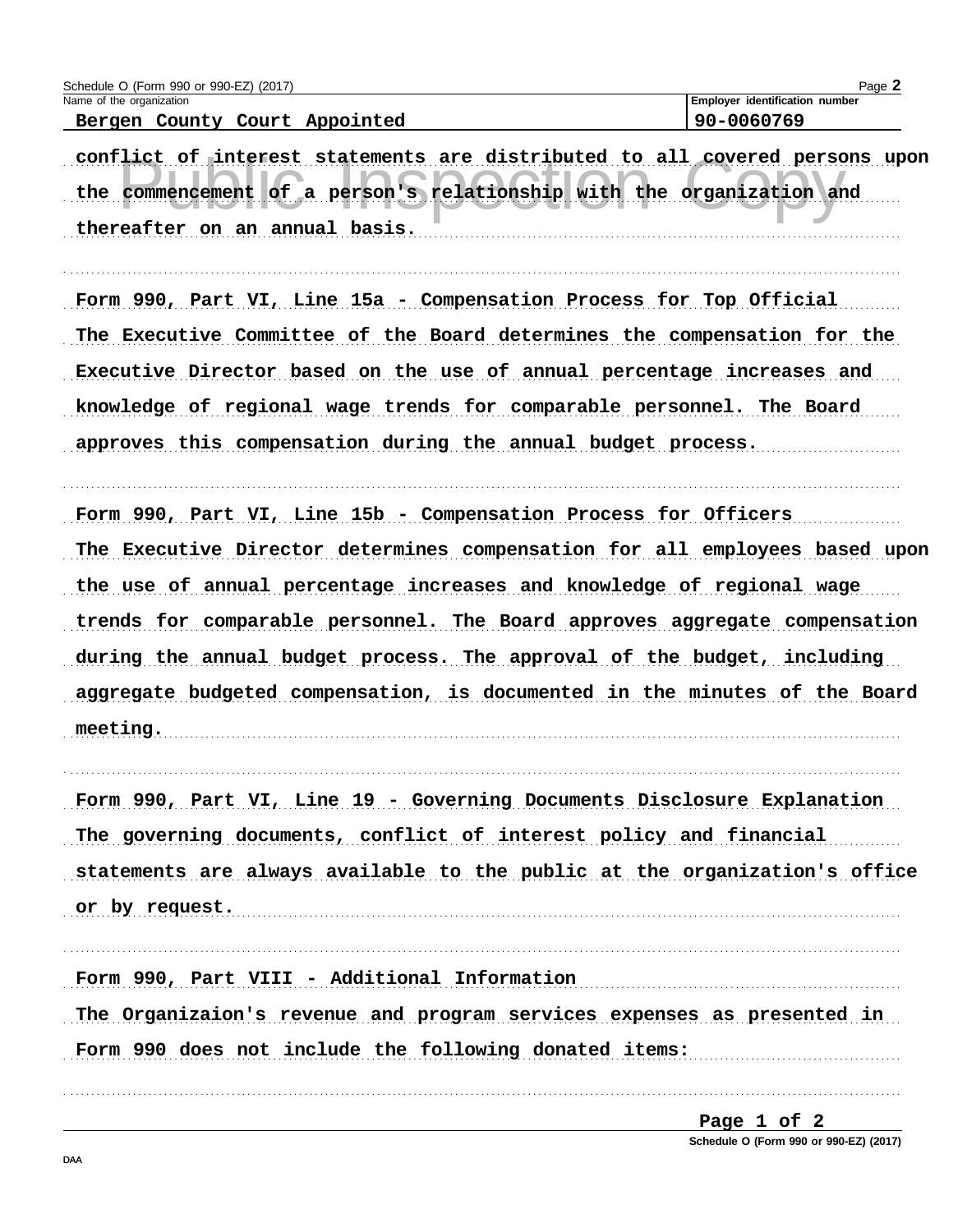Schedule O (Form 990 or 990-EZ) (2017)

| Name of the organization | Employer identification number |
| --- | --- |
| Bergen County Court Appointed | 90-0060769 |

conflict of interest statements are distributed to all covered persons upon the commencement of a person's relationship with the organization and thereafter on an annual basis.

Form 990, Part VI, Line 15a - Compensation Process for Top Official

The Executive Committee of the Board determines the compensation for the Executive Director based on the use of annual percentage increases and knowledge of regional wage trends for comparable personnel. The Board approves this compensation during the annual budget process.

Form 990, Part VI, Line 15b - Compensation Process for Officers

The Executive Director determines compensation for all employees based upon the use of annual percentage increases and knowledge of regional wage trends for comparable personnel. The Board approves aggregate compensation during the annual budget process. The approval of the budget, including aggregate budgeted compensation, is documented in the minutes of the Board meeting.

Form 990, Part VI, Line 19 - Governing Documents Disclosure Explanation

The governing documents, conflict of interest policy and financial statements are always available to the public at the organization's office or by request.

Form 990, Part VIII - Additional Information

The Organizaion's revenue and program services expenses as presented in Form 990 does not include the following donated items:

Schedule O (Form 990 or 990-EZ) (2017)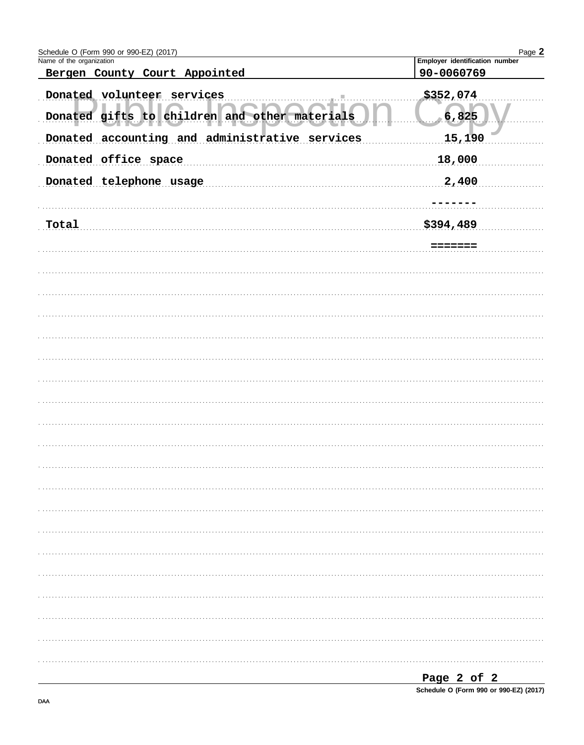Name of the organization: Bergen County Court Appointed

Employer identification number: 90-0060769

| | |
|---|---|
| Donated volunteer services | $352,074 |
| Donated gifts to children and other materials | 6,825 |
| Donated accounting and administrative services | 15,190 |
| Donated office space | 18,000 |
| Donated telephone usage | 2,400 |
| | ------- |
| Total | $394,489 |
| | ======= |